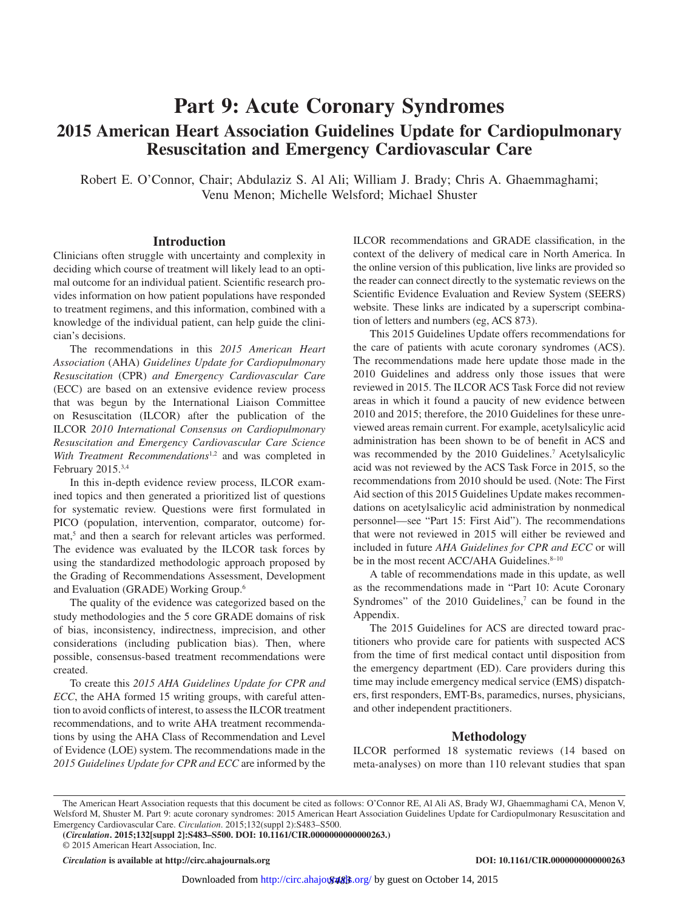# Part 9: Acute Coronary Syndromes

## 2015 American Heart Association Guidelines Update for Cardiopulmonary Resuscitation and Emergency Cardiovascular Care

Robert E. O'Connor, Chair; Abdulaziz S. Al Ali; William J. Brady; Chris A. Ghaemmaghami; Venu Menon; Michelle Welsford; Michael Shuster

## Introduction

Clinicians often struggle with uncertainty and complexity in deciding which course of treatment will likely lead to an optimal outcome for an individual patient. Scientific research provides information on how patient populations have responded to treatment regimens, and this information, combined with a knowledge of the individual patient, can help guide the clinician's decisions.

The recommendations in this *2015 American Heart Association* (AHA) *Guidelines Update for Cardiopulmonary Resuscitation* (CPR) *and Emergency Cardiovascular Care* (ECC) are based on an extensive evidence review process that was begun by the International Liaison Committee on Resuscitation (ILCOR) after the publication of the ILCOR *2010 International Consensus on Cardiopulmonary Resuscitation and Emergency Cardiovascular Care Science With Treatment Recommendations*[1,2] and was completed in February 2015.[3,4]

In this in-depth evidence review process, ILCOR examined topics and then generated a prioritized list of questions for systematic review. Questions were first formulated in PICO (population, intervention, comparator, outcome) format,[5] and then a search for relevant articles was performed. The evidence was evaluated by the ILCOR task forces by using the standardized methodologic approach proposed by the Grading of Recommendations Assessment, Development and Evaluation (GRADE) Working Group.[6]

The quality of the evidence was categorized based on the study methodologies and the 5 core GRADE domains of risk of bias, inconsistency, indirectness, imprecision, and other considerations (including publication bias). Then, where possible, consensus-based treatment recommendations were created.

To create this *2015 AHA Guidelines Update for CPR and ECC*, the AHA formed 15 writing groups, with careful attention to avoid conflicts of interest, to assess the ILCOR treatment recommendations, and to write AHA treatment recommendations by using the AHA Class of Recommendation and Level of Evidence (LOE) system. The recommendations made in the *2015 Guidelines Update for CPR and ECC* are informed by the ILCOR recommendations and GRADE classification, in the context of the delivery of medical care in North America. In the online version of this publication, live links are provided so the reader can connect directly to the systematic reviews on the Scientific Evidence Evaluation and Review System (SEERS) website. These links are indicated by a superscript combination of letters and numbers (eg, ACS 873).

This 2015 Guidelines Update offers recommendations for the care of patients with acute coronary syndromes (ACS). The recommendations made here update those made in the 2010 Guidelines and address only those issues that were reviewed in 2015. The ILCOR ACS Task Force did not review areas in which it found a paucity of new evidence between 2010 and 2015; therefore, the 2010 Guidelines for these unreviewed areas remain current. For example, acetylsalicylic acid administration has been shown to be of benefit in ACS and was recommended by the 2010 Guidelines.[7] Acetylsalicylic acid was not reviewed by the ACS Task Force in 2015, so the recommendations from 2010 should be used. (Note: The First Aid section of this 2015 Guidelines Update makes recommendations on acetylsalicylic acid administration by nonmedical personnel—see "Part 15: First Aid"). The recommendations that were not reviewed in 2015 will either be reviewed and included in future *AHA Guidelines for CPR and ECC* or will be in the most recent ACC/AHA Guidelines.[8–10]

A table of recommendations made in this update, as well as the recommendations made in "Part 10: Acute Coronary Syndromes" of the 2010 Guidelines,[7] can be found in the Appendix.

The 2015 Guidelines for ACS are directed toward practitioners who provide care for patients with suspected ACS from the time of first medical contact until disposition from the emergency department (ED). Care providers during this time may include emergency medical service (EMS) dispatchers, first responders, EMT-Bs, paramedics, nurses, physicians, and other independent practitioners.

## Methodology

ILCOR performed 18 systematic reviews (14 based on meta-analyses) on more than 110 relevant studies that span

The American Heart Association requests that this document be cited as follows: O'Connor RE, Al Ali AS, Brady WJ, Ghaemmaghami CA, Menon V, Welsford M, Shuster M. Part 9: acute coronary syndromes: 2015 American Heart Association Guidelines Update for Cardiopulmonary Resuscitation and Emergency Cardiovascular Care. *Circulation*. 2015;132(suppl 2):S483–S500.

(***Circulation*. 2015;132[suppl 2]:S483–S500. DOI: 10.1161/CIR.0000000000000263.**)

© 2015 American Heart Association, Inc.

***Circulation* is available at http://circ.ahajournals.org** **DOI: 10.1161/CIR.0000000000000263**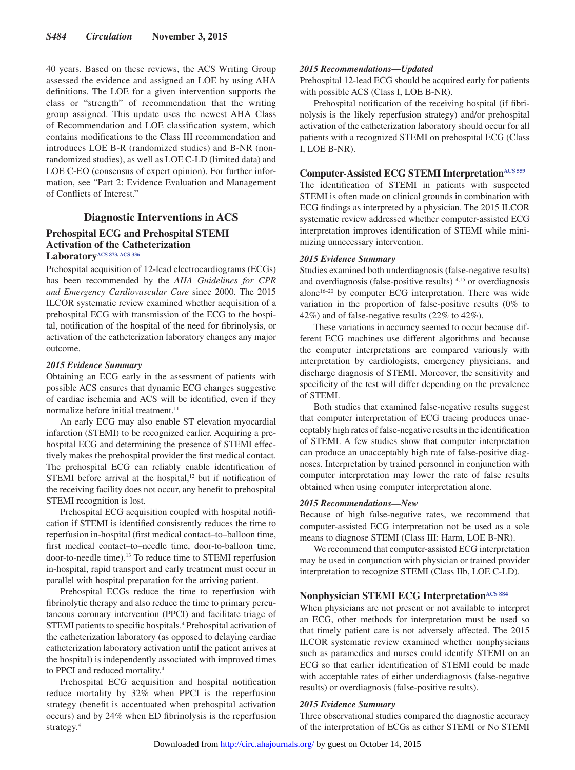40 years. Based on these reviews, the ACS Writing Group assessed the evidence and assigned an LOE by using AHA definitions. The LOE for a given intervention supports the class or "strength" of recommendation that the writing group assigned. This update uses the newest AHA Class of Recommendation and LOE classification system, which contains modifications to the Class III recommendation and introduces LOE B-R (randomized studies) and B-NR (nonrandomized studies), as well as LOE C-LD (limited data) and LOE C-EO (consensus of expert opinion). For further information, see "Part 2: Evidence Evaluation and Management of Conflicts of Interest."

## Diagnostic Interventions in ACS

### Prehospital ECG and Prehospital STEMI Activation of the Catheterization Laboratory[ACS 873, ACS 336]

Prehospital acquisition of 12-lead electrocardiograms (ECGs) has been recommended by the *AHA Guidelines for CPR and Emergency Cardiovascular Care* since 2000. The 2015 ILCOR systematic review examined whether acquisition of a prehospital ECG with transmission of the ECG to the hospital, notification of the hospital of the need for fibrinolysis, or activation of the catheterization laboratory changes any major outcome.

#### *2015 Evidence Summary*

Obtaining an ECG early in the assessment of patients with possible ACS ensures that dynamic ECG changes suggestive of cardiac ischemia and ACS will be identified, even if they normalize before initial treatment.[11]

An early ECG may also enable ST elevation myocardial infarction (STEMI) to be recognized earlier. Acquiring a prehospital ECG and determining the presence of STEMI effectively makes the prehospital provider the first medical contact. The prehospital ECG can reliably enable identification of STEMI before arrival at the hospital,[12] but if notification of the receiving facility does not occur, any benefit to prehospital STEMI recognition is lost.

Prehospital ECG acquisition coupled with hospital notification if STEMI is identified consistently reduces the time to reperfusion in-hospital (first medical contact–to–balloon time, first medical contact–to–needle time, door-to-balloon time, door-to-needle time).[13] To reduce time to STEMI reperfusion in-hospital, rapid transport and early treatment must occur in parallel with hospital preparation for the arriving patient.

Prehospital ECGs reduce the time to reperfusion with fibrinolytic therapy and also reduce the time to primary percutaneous coronary intervention (PPCI) and facilitate triage of STEMI patients to specific hospitals.[4] Prehospital activation of the catheterization laboratory (as opposed to delaying cardiac catheterization laboratory activation until the patient arrives at the hospital) is independently associated with improved times to PPCI and reduced mortality.[4]

Prehospital ECG acquisition and hospital notification reduce mortality by 32% when PPCI is the reperfusion strategy (benefit is accentuated when prehospital activation occurs) and by 24% when ED fibrinolysis is the reperfusion strategy.[4]

#### *2015 Recommendations—Updated*

Prehospital 12-lead ECG should be acquired early for patients with possible ACS (Class I, LOE B-NR).

Prehospital notification of the receiving hospital (if fibrinolysis is the likely reperfusion strategy) and/or prehospital activation of the catheterization laboratory should occur for all patients with a recognized STEMI on prehospital ECG (Class I, LOE B-NR).

### Computer-Assisted ECG STEMI Interpretation[ACS 559]

The identification of STEMI in patients with suspected STEMI is often made on clinical grounds in combination with ECG findings as interpreted by a physician. The 2015 ILCOR systematic review addressed whether computer-assisted ECG interpretation improves identification of STEMI while minimizing unnecessary intervention.

#### *2015 Evidence Summary*

Studies examined both underdiagnosis (false-negative results) and overdiagnosis (false-positive results)[14,15] or overdiagnosis alone[16–20] by computer ECG interpretation. There was wide variation in the proportion of false-positive results (0% to 42%) and of false-negative results (22% to 42%).

These variations in accuracy seemed to occur because different ECG machines use different algorithms and because the computer interpretations are compared variously with interpretation by cardiologists, emergency physicians, and discharge diagnosis of STEMI. Moreover, the sensitivity and specificity of the test will differ depending on the prevalence of STEMI.

Both studies that examined false-negative results suggest that computer interpretation of ECG tracing produces unacceptably high rates of false-negative results in the identification of STEMI. A few studies show that computer interpretation can produce an unacceptably high rate of false-positive diagnoses. Interpretation by trained personnel in conjunction with computer interpretation may lower the rate of false results obtained when using computer interpretation alone.

#### *2015 Recommendations—New*

Because of high false-negative rates, we recommend that computer-assisted ECG interpretation not be used as a sole means to diagnose STEMI (Class III: Harm, LOE B-NR).

We recommend that computer-assisted ECG interpretation may be used in conjunction with physician or trained provider interpretation to recognize STEMI (Class IIb, LOE C-LD).

### Nonphysician STEMI ECG Interpretation[ACS 884]

When physicians are not present or not available to interpret an ECG, other methods for interpretation must be used so that timely patient care is not adversely affected. The 2015 ILCOR systematic review examined whether nonphysicians such as paramedics and nurses could identify STEMI on an ECG so that earlier identification of STEMI could be made with acceptable rates of either underdiagnosis (false-negative results) or overdiagnosis (false-positive results).

#### *2015 Evidence Summary*

Three observational studies compared the diagnostic accuracy of the interpretation of ECGs as either STEMI or No STEMI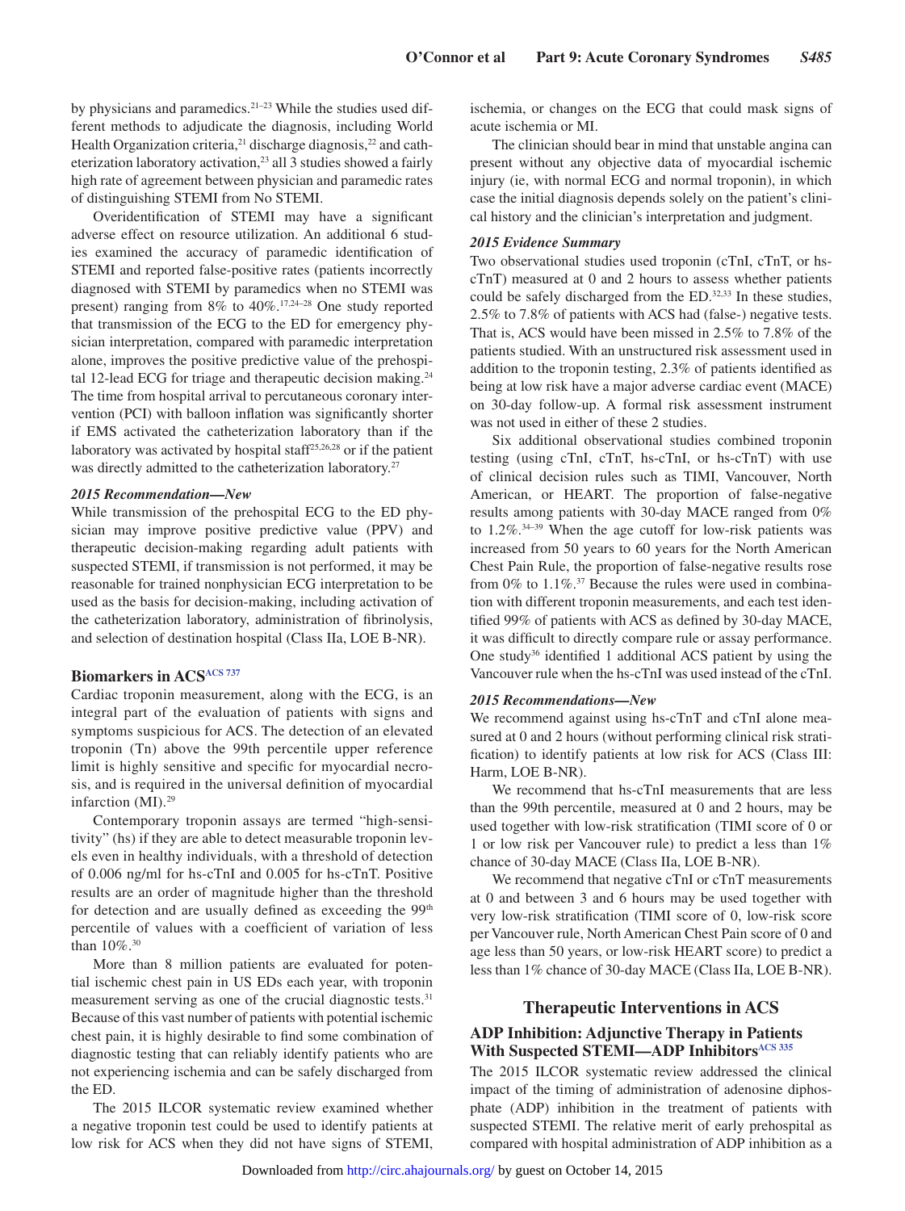by physicians and paramedics.[21–23] While the studies used different methods to adjudicate the diagnosis, including World Health Organization criteria,[21] discharge diagnosis,[22] and catheterization laboratory activation,[23] all 3 studies showed a fairly high rate of agreement between physician and paramedic rates of distinguishing STEMI from No STEMI.

Overidentification of STEMI may have a significant adverse effect on resource utilization. An additional 6 studies examined the accuracy of paramedic identification of STEMI and reported false-positive rates (patients incorrectly diagnosed with STEMI by paramedics when no STEMI was present) ranging from 8% to 40%.[17,24–28] One study reported that transmission of the ECG to the ED for emergency physician interpretation, compared with paramedic interpretation alone, improves the positive predictive value of the prehospital 12-lead ECG for triage and therapeutic decision making.[24] The time from hospital arrival to percutaneous coronary intervention (PCI) with balloon inflation was significantly shorter if EMS activated the catheterization laboratory than if the laboratory was activated by hospital staff[25,26,28] or if the patient was directly admitted to the catheterization laboratory.[27]

#### *2015 Recommendation—New*

While transmission of the prehospital ECG to the ED physician may improve positive predictive value (PPV) and therapeutic decision-making regarding adult patients with suspected STEMI, if transmission is not performed, it may be reasonable for trained nonphysician ECG interpretation to be used as the basis for decision-making, including activation of the catheterization laboratory, administration of fibrinolysis, and selection of destination hospital (Class IIa, LOE B-NR).

### Biomarkers in ACS[ACS 737]

Cardiac troponin measurement, along with the ECG, is an integral part of the evaluation of patients with signs and symptoms suspicious for ACS. The detection of an elevated troponin (Tn) above the 99th percentile upper reference limit is highly sensitive and specific for myocardial necrosis, and is required in the universal definition of myocardial infarction (MI).[29]

Contemporary troponin assays are termed “high-sensitivity” (hs) if they are able to detect measurable troponin levels even in healthy individuals, with a threshold of detection of 0.006 ng/ml for hs-cTnI and 0.005 for hs-cTnT. Positive results are an order of magnitude higher than the threshold for detection and are usually defined as exceeding the 99th percentile of values with a coefficient of variation of less than 10%.[30]

More than 8 million patients are evaluated for potential ischemic chest pain in US EDs each year, with troponin measurement serving as one of the crucial diagnostic tests.[31] Because of this vast number of patients with potential ischemic chest pain, it is highly desirable to find some combination of diagnostic testing that can reliably identify patients who are not experiencing ischemia and can be safely discharged from the ED.

The 2015 ILCOR systematic review examined whether a negative troponin test could be used to identify patients at low risk for ACS when they did not have signs of STEMI, ischemia, or changes on the ECG that could mask signs of acute ischemia or MI.

The clinician should bear in mind that unstable angina can present without any objective data of myocardial ischemic injury (ie, with normal ECG and normal troponin), in which case the initial diagnosis depends solely on the patient’s clinical history and the clinician’s interpretation and judgment.

#### *2015 Evidence Summary*

Two observational studies used troponin (cTnI, cTnT, or hs-cTnT) measured at 0 and 2 hours to assess whether patients could be safely discharged from the ED.[32,33] In these studies, 2.5% to 7.8% of patients with ACS had (false-) negative tests. That is, ACS would have been missed in 2.5% to 7.8% of the patients studied. With an unstructured risk assessment used in addition to the troponin testing, 2.3% of patients identified as being at low risk have a major adverse cardiac event (MACE) on 30-day follow-up. A formal risk assessment instrument was not used in either of these 2 studies.

Six additional observational studies combined troponin testing (using cTnI, cTnT, hs-cTnI, or hs-cTnT) with use of clinical decision rules such as TIMI, Vancouver, North American, or HEART. The proportion of false-negative results among patients with 30-day MACE ranged from 0% to 1.2%.[34–39] When the age cutoff for low-risk patients was increased from 50 years to 60 years for the North American Chest Pain Rule, the proportion of false-negative results rose from 0% to 1.1%.[37] Because the rules were used in combination with different troponin measurements, and each test identified 99% of patients with ACS as defined by 30-day MACE, it was difficult to directly compare rule or assay performance. One study[36] identified 1 additional ACS patient by using the Vancouver rule when the hs-cTnI was used instead of the cTnI.

#### *2015 Recommendations—New*

We recommend against using hs-cTnT and cTnI alone measured at 0 and 2 hours (without performing clinical risk stratification) to identify patients at low risk for ACS (Class III: Harm, LOE B-NR).

We recommend that hs-cTnI measurements that are less than the 99th percentile, measured at 0 and 2 hours, may be used together with low-risk stratification (TIMI score of 0 or 1 or low risk per Vancouver rule) to predict a less than 1% chance of 30-day MACE (Class IIa, LOE B-NR).

We recommend that negative cTnI or cTnT measurements at 0 and between 3 and 6 hours may be used together with very low-risk stratification (TIMI score of 0, low-risk score per Vancouver rule, North American Chest Pain score of 0 and age less than 50 years, or low-risk HEART score) to predict a less than 1% chance of 30-day MACE (Class IIa, LOE B-NR).

## Therapeutic Interventions in ACS

### ADP Inhibition: Adjunctive Therapy in Patients With Suspected STEMI—ADP Inhibitors[ACS 335]

The 2015 ILCOR systematic review addressed the clinical impact of the timing of administration of adenosine diphosphate (ADP) inhibition in the treatment of patients with suspected STEMI. The relative merit of early prehospital as compared with hospital administration of ADP inhibition as a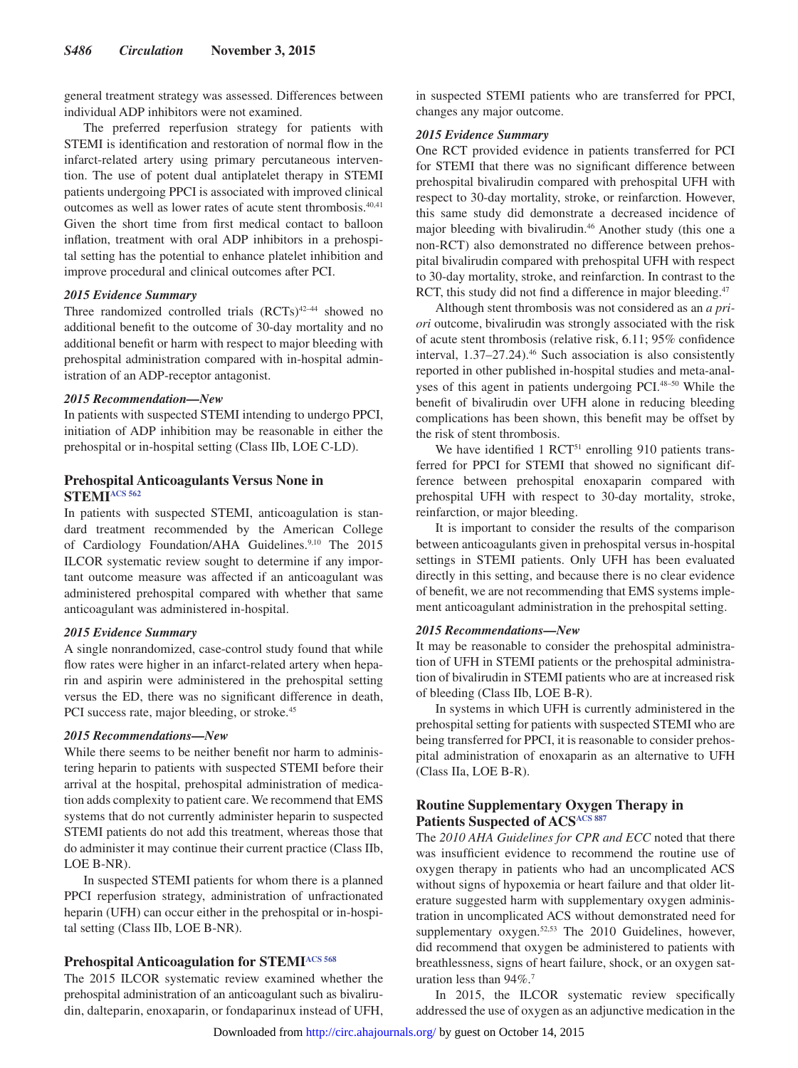general treatment strategy was assessed. Differences between individual ADP inhibitors were not examined.

The preferred reperfusion strategy for patients with STEMI is identification and restoration of normal flow in the infarct-related artery using primary percutaneous intervention. The use of potent dual antiplatelet therapy in STEMI patients undergoing PPCI is associated with improved clinical outcomes as well as lower rates of acute stent thrombosis.[40,41] Given the short time from first medical contact to balloon inflation, treatment with oral ADP inhibitors in a prehospital setting has the potential to enhance platelet inhibition and improve procedural and clinical outcomes after PCI.

#### *2015 Evidence Summary*

Three randomized controlled trials (RCTs)[42–44] showed no additional benefit to the outcome of 30-day mortality and no additional benefit or harm with respect to major bleeding with prehospital administration compared with in-hospital administration of an ADP-receptor antagonist.

#### *2015 Recommendation—New*

In patients with suspected STEMI intending to undergo PPCI, initiation of ADP inhibition may be reasonable in either the prehospital or in-hospital setting (Class IIb, LOE C-LD).

### Prehospital Anticoagulants Versus None in STEMI[ACS 562]

In patients with suspected STEMI, anticoagulation is standard treatment recommended by the American College of Cardiology Foundation/AHA Guidelines.[9,10] The 2015 ILCOR systematic review sought to determine if any important outcome measure was affected if an anticoagulant was administered prehospital compared with whether that same anticoagulant was administered in-hospital.

#### *2015 Evidence Summary*

A single nonrandomized, case-control study found that while flow rates were higher in an infarct-related artery when heparin and aspirin were administered in the prehospital setting versus the ED, there was no significant difference in death, PCI success rate, major bleeding, or stroke.[45]

#### *2015 Recommendations—New*

While there seems to be neither benefit nor harm to administering heparin to patients with suspected STEMI before their arrival at the hospital, prehospital administration of medication adds complexity to patient care. We recommend that EMS systems that do not currently administer heparin to suspected STEMI patients do not add this treatment, whereas those that do administer it may continue their current practice (Class IIb, LOE B-NR).

In suspected STEMI patients for whom there is a planned PPCI reperfusion strategy, administration of unfractionated heparin (UFH) can occur either in the prehospital or in-hospital setting (Class IIb, LOE B-NR).

### Prehospital Anticoagulation for STEMI[ACS 568]

The 2015 ILCOR systematic review examined whether the prehospital administration of an anticoagulant such as bivalirudin, dalteparin, enoxaparin, or fondaparinux instead of UFH, in suspected STEMI patients who are transferred for PPCI, changes any major outcome.

#### *2015 Evidence Summary*

One RCT provided evidence in patients transferred for PCI for STEMI that there was no significant difference between prehospital bivalirudin compared with prehospital UFH with respect to 30-day mortality, stroke, or reinfarction. However, this same study did demonstrate a decreased incidence of major bleeding with bivalirudin.[46] Another study (this one a non-RCT) also demonstrated no difference between prehospital bivalirudin compared with prehospital UFH with respect to 30-day mortality, stroke, and reinfarction. In contrast to the RCT, this study did not find a difference in major bleeding.[47]

Although stent thrombosis was not considered as an *a priori* outcome, bivalirudin was strongly associated with the risk of acute stent thrombosis (relative risk, 6.11; 95% confidence interval, 1.37–27.24).[46] Such association is also consistently reported in other published in-hospital studies and meta-analyses of this agent in patients undergoing PCI.[48–50] While the benefit of bivalirudin over UFH alone in reducing bleeding complications has been shown, this benefit may be offset by the risk of stent thrombosis.

We have identified 1 RCT[51] enrolling 910 patients transferred for PPCI for STEMI that showed no significant difference between prehospital enoxaparin compared with prehospital UFH with respect to 30-day mortality, stroke, reinfarction, or major bleeding.

It is important to consider the results of the comparison between anticoagulants given in prehospital versus in-hospital settings in STEMI patients. Only UFH has been evaluated directly in this setting, and because there is no clear evidence of benefit, we are not recommending that EMS systems implement anticoagulant administration in the prehospital setting.

#### *2015 Recommendations—New*

It may be reasonable to consider the prehospital administration of UFH in STEMI patients or the prehospital administration of bivalirudin in STEMI patients who are at increased risk of bleeding (Class IIb, LOE B-R).

In systems in which UFH is currently administered in the prehospital setting for patients with suspected STEMI who are being transferred for PPCI, it is reasonable to consider prehospital administration of enoxaparin as an alternative to UFH (Class IIa, LOE B-R).

### Routine Supplementary Oxygen Therapy in Patients Suspected of ACS[ACS 887]

The *2010 AHA Guidelines for CPR and ECC* noted that there was insufficient evidence to recommend the routine use of oxygen therapy in patients who had an uncomplicated ACS without signs of hypoxemia or heart failure and that older literature suggested harm with supplementary oxygen administration in uncomplicated ACS without demonstrated need for supplementary oxygen.[52,53] The 2010 Guidelines, however, did recommend that oxygen be administered to patients with breathlessness, signs of heart failure, shock, or an oxygen saturation less than 94%.[7]

In 2015, the ILCOR systematic review specifically addressed the use of oxygen as an adjunctive medication in the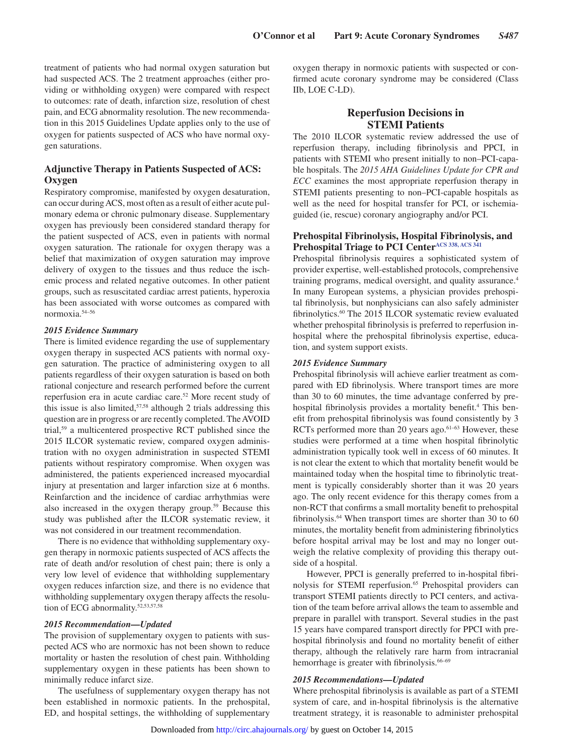treatment of patients who had normal oxygen saturation but had suspected ACS. The 2 treatment approaches (either providing or withholding oxygen) were compared with respect to outcomes: rate of death, infarction size, resolution of chest pain, and ECG abnormality resolution. The new recommendation in this 2015 Guidelines Update applies only to the use of oxygen for patients suspected of ACS who have normal oxygen saturations.

## Adjunctive Therapy in Patients Suspected of ACS: Oxygen

Respiratory compromise, manifested by oxygen desaturation, can occur during ACS, most often as a result of either acute pulmonary edema or chronic pulmonary disease. Supplementary oxygen has previously been considered standard therapy for the patient suspected of ACS, even in patients with normal oxygen saturation. The rationale for oxygen therapy was a belief that maximization of oxygen saturation may improve delivery of oxygen to the tissues and thus reduce the ischemic process and related negative outcomes. In other patient groups, such as resuscitated cardiac arrest patients, hyperoxia has been associated with worse outcomes as compared with normoxia.[54–56]

### *2015 Evidence Summary*

There is limited evidence regarding the use of supplementary oxygen therapy in suspected ACS patients with normal oxygen saturation. The practice of administering oxygen to all patients regardless of their oxygen saturation is based on both rational conjecture and research performed before the current reperfusion era in acute cardiac care.[52] More recent study of this issue is also limited,[57,58] although 2 trials addressing this question are in progress or are recently completed. The AVOID trial,[59] a multicentered prospective RCT published since the 2015 ILCOR systematic review, compared oxygen administration with no oxygen administration in suspected STEMI patients without respiratory compromise. When oxygen was administered, the patients experienced increased myocardial injury at presentation and larger infarction size at 6 months. Reinfarction and the incidence of cardiac arrhythmias were also increased in the oxygen therapy group.[59] Because this study was published after the ILCOR systematic review, it was not considered in our treatment recommendation.

There is no evidence that withholding supplementary oxygen therapy in normoxic patients suspected of ACS affects the rate of death and/or resolution of chest pain; there is only a very low level of evidence that withholding supplementary oxygen reduces infarction size, and there is no evidence that withholding supplementary oxygen therapy affects the resolution of ECG abnormality.[52,53,57,58]

### *2015 Recommendation—Updated*

The provision of supplementary oxygen to patients with suspected ACS who are normoxic has not been shown to reduce mortality or hasten the resolution of chest pain. Withholding supplementary oxygen in these patients has been shown to minimally reduce infarct size.

The usefulness of supplementary oxygen therapy has not been established in normoxic patients. In the prehospital, ED, and hospital settings, the withholding of supplementary oxygen therapy in normoxic patients with suspected or confirmed acute coronary syndrome may be considered (Class IIb, LOE C-LD).

## Reperfusion Decisions in STEMI Patients

The 2010 ILCOR systematic review addressed the use of reperfusion therapy, including fibrinolysis and PPCI, in patients with STEMI who present initially to non–PCI-capable hospitals. The *2015 AHA Guidelines Update for CPR and ECC* examines the most appropriate reperfusion therapy in STEMI patients presenting to non–PCI-capable hospitals as well as the need for hospital transfer for PCI, or ischemia-guided (ie, rescue) coronary angiography and/or PCI.

## Prehospital Fibrinolysis, Hospital Fibrinolysis, and Prehospital Triage to PCI Center[ACS 338, ACS 341]

Prehospital fibrinolysis requires a sophisticated system of provider expertise, well-established protocols, comprehensive training programs, medical oversight, and quality assurance.[4] In many European systems, a physician provides prehospital fibrinolysis, but nonphysicians can also safely administer fibrinolytics.[60] The 2015 ILCOR systematic review evaluated whether prehospital fibrinolysis is preferred to reperfusion in-hospital where the prehospital fibrinolysis expertise, education, and system support exists.

### *2015 Evidence Summary*

Prehospital fibrinolysis will achieve earlier treatment as compared with ED fibrinolysis. Where transport times are more than 30 to 60 minutes, the time advantage conferred by prehospital fibrinolysis provides a mortality benefit.[4] This benefit from prehospital fibrinolysis was found consistently by 3 RCTs performed more than 20 years ago.[61–63] However, these studies were performed at a time when hospital fibrinolytic administration typically took well in excess of 60 minutes. It is not clear the extent to which that mortality benefit would be maintained today when the hospital time to fibrinolytic treatment is typically considerably shorter than it was 20 years ago. The only recent evidence for this therapy comes from a non-RCT that confirms a small mortality benefit to prehospital fibrinolysis.[64] When transport times are shorter than 30 to 60 minutes, the mortality benefit from administering fibrinolytics before hospital arrival may be lost and may no longer outweigh the relative complexity of providing this therapy outside of a hospital.

However, PPCI is generally preferred to in-hospital fibrinolysis for STEMI reperfusion.[65] Prehospital providers can transport STEMI patients directly to PCI centers, and activation of the team before arrival allows the team to assemble and prepare in parallel with transport. Several studies in the past 15 years have compared transport directly for PPCI with prehospital fibrinolysis and found no mortality benefit of either therapy, although the relatively rare harm from intracranial hemorrhage is greater with fibrinolysis.[66–69]

### *2015 Recommendations—Updated*

Where prehospital fibrinolysis is available as part of a STEMI system of care, and in-hospital fibrinolysis is the alternative treatment strategy, it is reasonable to administer prehospital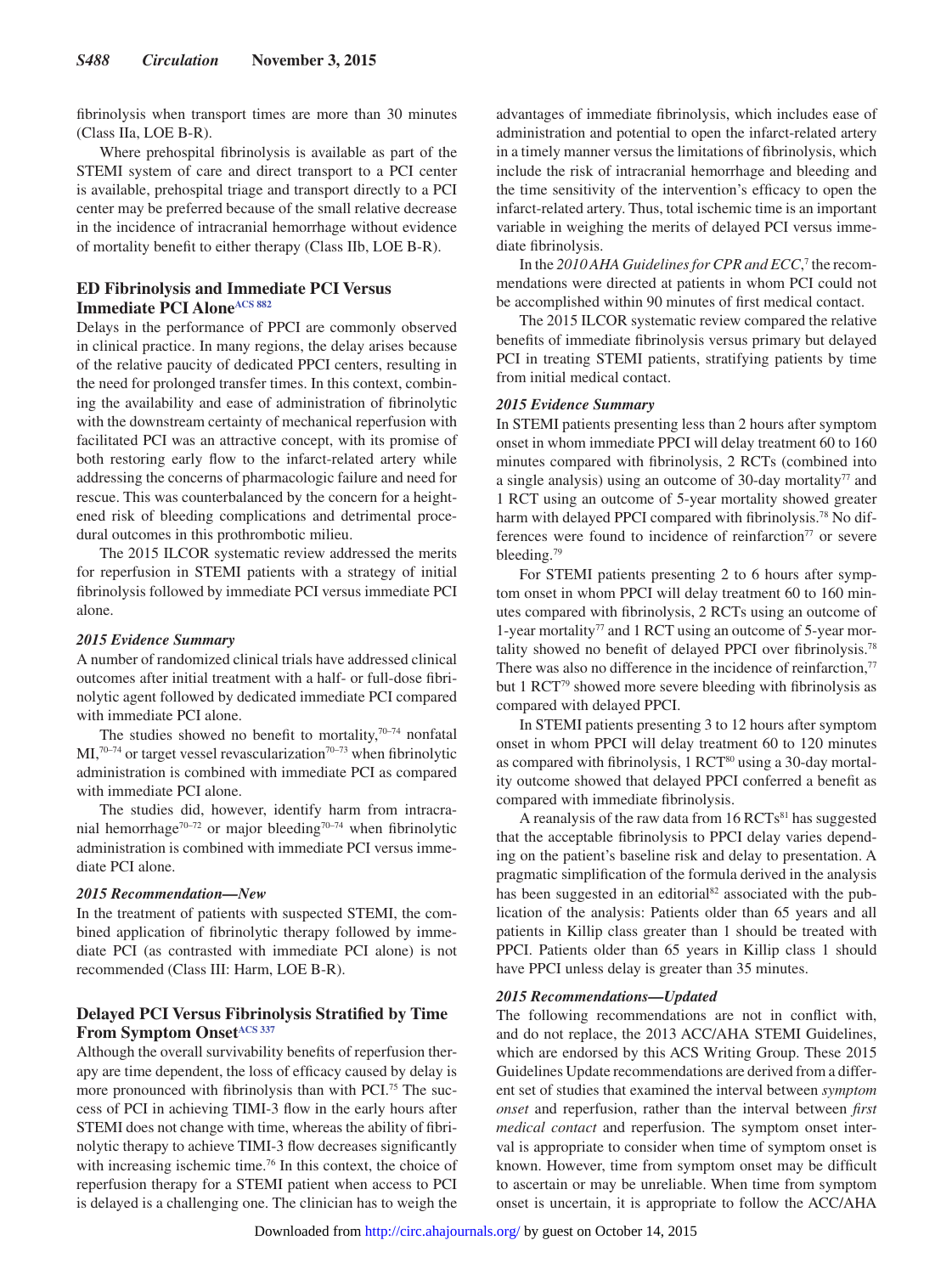fibrinolysis when transport times are more than 30 minutes (Class IIa, LOE B-R).

Where prehospital fibrinolysis is available as part of the STEMI system of care and direct transport to a PCI center is available, prehospital triage and transport directly to a PCI center may be preferred because of the small relative decrease in the incidence of intracranial hemorrhage without evidence of mortality benefit to either therapy (Class IIb, LOE B-R).

## ED Fibrinolysis and Immediate PCI Versus Immediate PCI Alone[ACS 882]

Delays in the performance of PPCI are commonly observed in clinical practice. In many regions, the delay arises because of the relative paucity of dedicated PPCI centers, resulting in the need for prolonged transfer times. In this context, combining the availability and ease of administration of fibrinolytic with the downstream certainty of mechanical reperfusion with facilitated PCI was an attractive concept, with its promise of both restoring early flow to the infarct-related artery while addressing the concerns of pharmacologic failure and need for rescue. This was counterbalanced by the concern for a heightened risk of bleeding complications and detrimental procedural outcomes in this prothrombotic milieu.

The 2015 ILCOR systematic review addressed the merits for reperfusion in STEMI patients with a strategy of initial fibrinolysis followed by immediate PCI versus immediate PCI alone.

### *2015 Evidence Summary*

A number of randomized clinical trials have addressed clinical outcomes after initial treatment with a half- or full-dose fibrinolytic agent followed by dedicated immediate PCI compared with immediate PCI alone.

The studies showed no benefit to mortality,[70–74] nonfatal MI,[70–74] or target vessel revascularization[70–73] when fibrinolytic administration is combined with immediate PCI as compared with immediate PCI alone.

The studies did, however, identify harm from intracranial hemorrhage[70–72] or major bleeding[70–74] when fibrinolytic administration is combined with immediate PCI versus immediate PCI alone.

### *2015 Recommendation—New*

In the treatment of patients with suspected STEMI, the combined application of fibrinolytic therapy followed by immediate PCI (as contrasted with immediate PCI alone) is not recommended (Class III: Harm, LOE B-R).

## Delayed PCI Versus Fibrinolysis Stratified by Time From Symptom Onset[ACS 337]

Although the overall survivability benefits of reperfusion therapy are time dependent, the loss of efficacy caused by delay is more pronounced with fibrinolysis than with PCI.[75] The success of PCI in achieving TIMI-3 flow in the early hours after STEMI does not change with time, whereas the ability of fibrinolytic therapy to achieve TIMI-3 flow decreases significantly with increasing ischemic time.[76] In this context, the choice of reperfusion therapy for a STEMI patient when access to PCI is delayed is a challenging one. The clinician has to weigh the advantages of immediate fibrinolysis, which includes ease of administration and potential to open the infarct-related artery in a timely manner versus the limitations of fibrinolysis, which include the risk of intracranial hemorrhage and bleeding and the time sensitivity of the intervention's efficacy to open the infarct-related artery. Thus, total ischemic time is an important variable in weighing the merits of delayed PCI versus immediate fibrinolysis.

In the *2010 AHA Guidelines for CPR and ECC*,[7] the recommendations were directed at patients in whom PCI could not be accomplished within 90 minutes of first medical contact.

The 2015 ILCOR systematic review compared the relative benefits of immediate fibrinolysis versus primary but delayed PCI in treating STEMI patients, stratifying patients by time from initial medical contact.

### *2015 Evidence Summary*

In STEMI patients presenting less than 2 hours after symptom onset in whom immediate PPCI will delay treatment 60 to 160 minutes compared with fibrinolysis, 2 RCTs (combined into a single analysis) using an outcome of 30-day mortality[77] and 1 RCT using an outcome of 5-year mortality showed greater harm with delayed PPCI compared with fibrinolysis.[78] No differences were found to incidence of reinfarction[77] or severe bleeding.[79]

For STEMI patients presenting 2 to 6 hours after symptom onset in whom PPCI will delay treatment 60 to 160 minutes compared with fibrinolysis, 2 RCTs using an outcome of 1-year mortality[77] and 1 RCT using an outcome of 5-year mortality showed no benefit of delayed PPCI over fibrinolysis.[78] There was also no difference in the incidence of reinfarction,[77] but 1 RCT[79] showed more severe bleeding with fibrinolysis as compared with delayed PPCI.

In STEMI patients presenting 3 to 12 hours after symptom onset in whom PPCI will delay treatment 60 to 120 minutes as compared with fibrinolysis, 1 RCT[80] using a 30-day mortality outcome showed that delayed PPCI conferred a benefit as compared with immediate fibrinolysis.

A reanalysis of the raw data from 16 RCTs[81] has suggested that the acceptable fibrinolysis to PPCI delay varies depending on the patient's baseline risk and delay to presentation. A pragmatic simplification of the formula derived in the analysis has been suggested in an editorial[82] associated with the publication of the analysis: Patients older than 65 years and all patients in Killip class greater than 1 should be treated with PPCI. Patients older than 65 years in Killip class 1 should have PPCI unless delay is greater than 35 minutes.

### *2015 Recommendations—Updated*

The following recommendations are not in conflict with, and do not replace, the 2013 ACC/AHA STEMI Guidelines, which are endorsed by this ACS Writing Group. These 2015 Guidelines Update recommendations are derived from a different set of studies that examined the interval between *symptom onset* and reperfusion, rather than the interval between *first medical contact* and reperfusion. The symptom onset interval is appropriate to consider when time of symptom onset is known. However, time from symptom onset may be difficult to ascertain or may be unreliable. When time from symptom onset is uncertain, it is appropriate to follow the ACC/AHA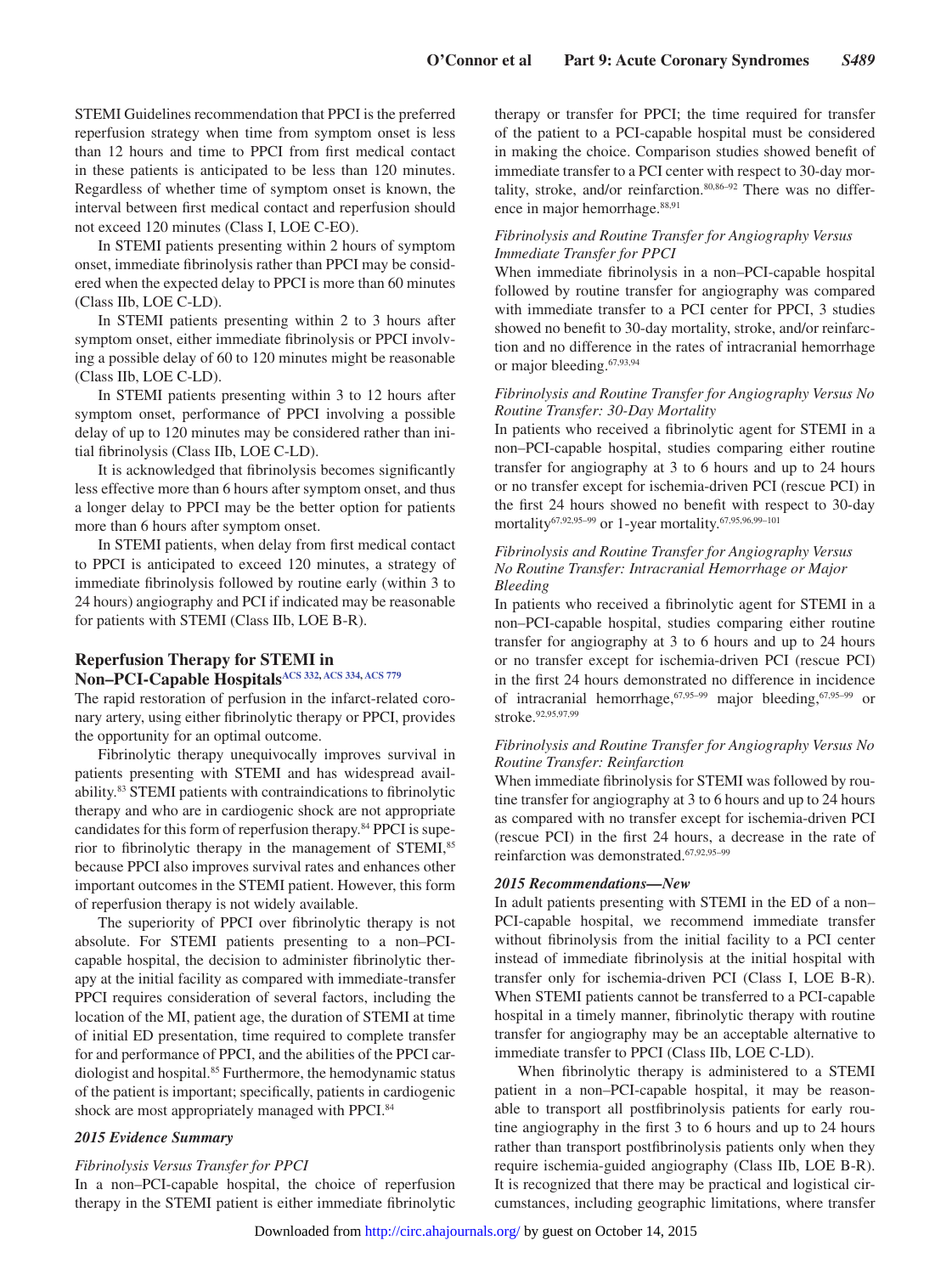STEMI Guidelines recommendation that PPCI is the preferred reperfusion strategy when time from symptom onset is less than 12 hours and time to PPCI from first medical contact in these patients is anticipated to be less than 120 minutes. Regardless of whether time of symptom onset is known, the interval between first medical contact and reperfusion should not exceed 120 minutes (Class I, LOE C-EO).

In STEMI patients presenting within 2 hours of symptom onset, immediate fibrinolysis rather than PPCI may be considered when the expected delay to PPCI is more than 60 minutes (Class IIb, LOE C-LD).

In STEMI patients presenting within 2 to 3 hours after symptom onset, either immediate fibrinolysis or PPCI involving a possible delay of 60 to 120 minutes might be reasonable (Class IIb, LOE C-LD).

In STEMI patients presenting within 3 to 12 hours after symptom onset, performance of PPCI involving a possible delay of up to 120 minutes may be considered rather than initial fibrinolysis (Class IIb, LOE C-LD).

It is acknowledged that fibrinolysis becomes significantly less effective more than 6 hours after symptom onset, and thus a longer delay to PPCI may be the better option for patients more than 6 hours after symptom onset.

In STEMI patients, when delay from first medical contact to PPCI is anticipated to exceed 120 minutes, a strategy of immediate fibrinolysis followed by routine early (within 3 to 24 hours) angiography and PCI if indicated may be reasonable for patients with STEMI (Class IIb, LOE B-R).

## Reperfusion Therapy for STEMI in Non–PCI-Capable Hospitals[ACS 332, ACS 334, ACS 779]

The rapid restoration of perfusion in the infarct-related coronary artery, using either fibrinolytic therapy or PPCI, provides the opportunity for an optimal outcome.

Fibrinolytic therapy unequivocally improves survival in patients presenting with STEMI and has widespread availability.[83] STEMI patients with contraindications to fibrinolytic therapy and who are in cardiogenic shock are not appropriate candidates for this form of reperfusion therapy.[84] PPCI is superior to fibrinolytic therapy in the management of STEMI,[85] because PPCI also improves survival rates and enhances other important outcomes in the STEMI patient. However, this form of reperfusion therapy is not widely available.

The superiority of PPCI over fibrinolytic therapy is not absolute. For STEMI patients presenting to a non–PCI-capable hospital, the decision to administer fibrinolytic therapy at the initial facility as compared with immediate-transfer PPCI requires consideration of several factors, including the location of the MI, patient age, the duration of STEMI at time of initial ED presentation, time required to complete transfer for and performance of PPCI, and the abilities of the PPCI cardiologist and hospital.[85] Furthermore, the hemodynamic status of the patient is important; specifically, patients in cardiogenic shock are most appropriately managed with PPCI.[84]

### *2015 Evidence Summary*

#### *Fibrinolysis Versus Transfer for PPCI*

In a non–PCI-capable hospital, the choice of reperfusion therapy in the STEMI patient is either immediate fibrinolytic therapy or transfer for PPCI; the time required for transfer of the patient to a PCI-capable hospital must be considered in making the choice. Comparison studies showed benefit of immediate transfer to a PCI center with respect to 30-day mortality, stroke, and/or reinfarction.[80,86–92] There was no difference in major hemorrhage.[88,91]

#### *Fibrinolysis and Routine Transfer for Angiography Versus Immediate Transfer for PPCI*

When immediate fibrinolysis in a non–PCI-capable hospital followed by routine transfer for angiography was compared with immediate transfer to a PCI center for PPCI, 3 studies showed no benefit to 30-day mortality, stroke, and/or reinfarction and no difference in the rates of intracranial hemorrhage or major bleeding.[67,93,94]

#### *Fibrinolysis and Routine Transfer for Angiography Versus No Routine Transfer: 30-Day Mortality*

In patients who received a fibrinolytic agent for STEMI in a non–PCI-capable hospital, studies comparing either routine transfer for angiography at 3 to 6 hours and up to 24 hours or no transfer except for ischemia-driven PCI (rescue PCI) in the first 24 hours showed no benefit with respect to 30-day mortality[67,92,95–99] or 1-year mortality.[67,95,96,99–101]

#### *Fibrinolysis and Routine Transfer for Angiography Versus No Routine Transfer: Intracranial Hemorrhage or Major Bleeding*

In patients who received a fibrinolytic agent for STEMI in a non–PCI-capable hospital, studies comparing either routine transfer for angiography at 3 to 6 hours and up to 24 hours or no transfer except for ischemia-driven PCI (rescue PCI) in the first 24 hours demonstrated no difference in incidence of intracranial hemorrhage,[67,95–99] major bleeding,[67,95–99] or stroke.[92,95,97,99]

#### *Fibrinolysis and Routine Transfer for Angiography Versus No Routine Transfer: Reinfarction*

When immediate fibrinolysis for STEMI was followed by routine transfer for angiography at 3 to 6 hours and up to 24 hours as compared with no transfer except for ischemia-driven PCI (rescue PCI) in the first 24 hours, a decrease in the rate of reinfarction was demonstrated.[67,92,95–99]

### *2015 Recommendations—New*

In adult patients presenting with STEMI in the ED of a non–PCI-capable hospital, we recommend immediate transfer without fibrinolysis from the initial facility to a PCI center instead of immediate fibrinolysis at the initial hospital with transfer only for ischemia-driven PCI (Class I, LOE B-R). When STEMI patients cannot be transferred to a PCI-capable hospital in a timely manner, fibrinolytic therapy with routine transfer for angiography may be an acceptable alternative to immediate transfer to PPCI (Class IIb, LOE C-LD).

When fibrinolytic therapy is administered to a STEMI patient in a non–PCI-capable hospital, it may be reasonable to transport all postfibrinolysis patients for early routine angiography in the first 3 to 6 hours and up to 24 hours rather than transport postfibrinolysis patients only when they require ischemia-guided angiography (Class IIb, LOE B-R). It is recognized that there may be practical and logistical circumstances, including geographic limitations, where transfer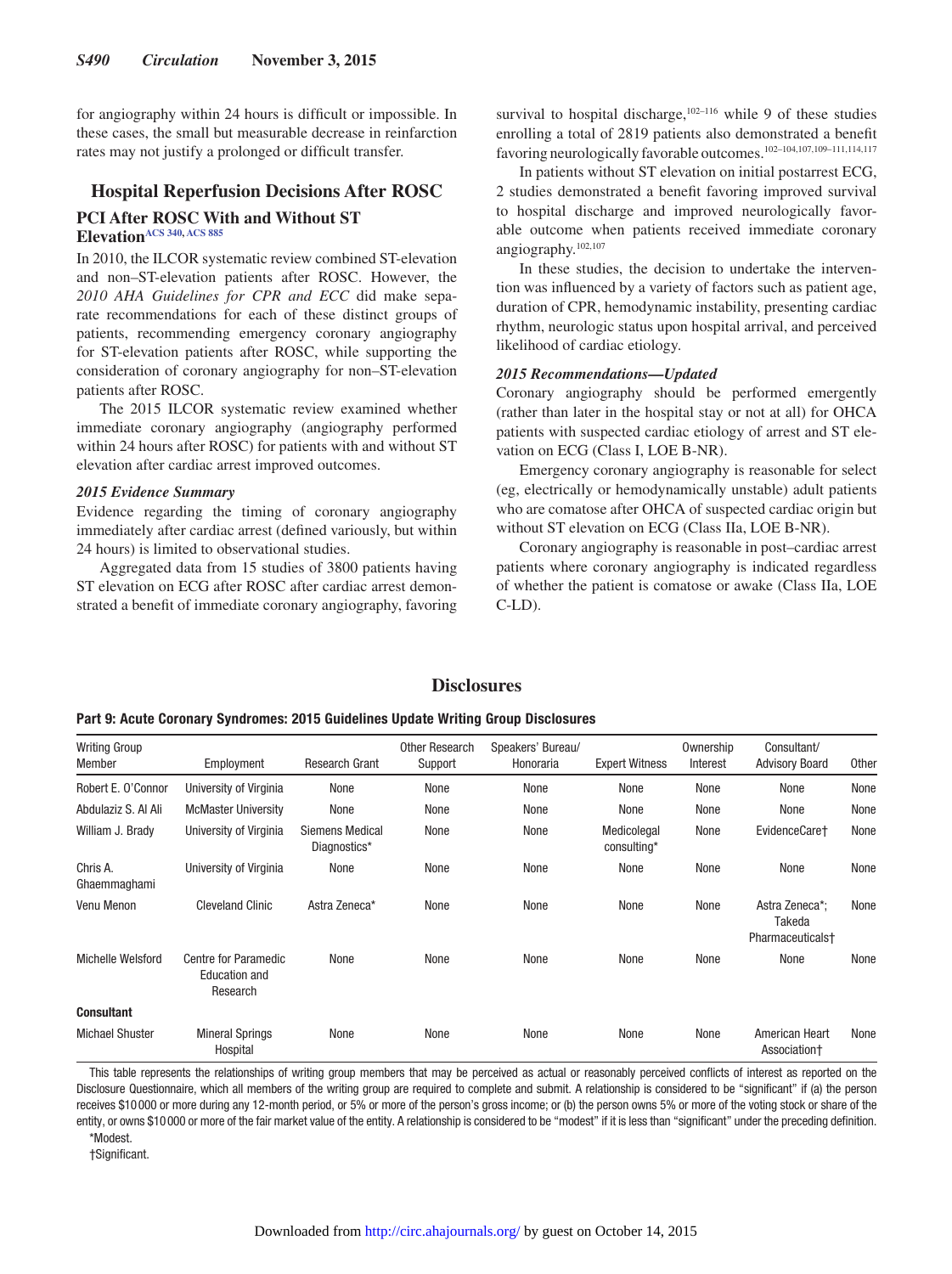for angiography within 24 hours is difficult or impossible. In these cases, the small but measurable decrease in reinfarction rates may not justify a prolonged or difficult transfer.

## Hospital Reperfusion Decisions After ROSC

### PCI After ROSC With and Without ST Elevation[ACS 340, ACS 885]

In 2010, the ILCOR systematic review combined ST-elevation and non–ST-elevation patients after ROSC. However, the *2010 AHA Guidelines for CPR and ECC* did make separate recommendations for each of these distinct groups of patients, recommending emergency coronary angiography for ST-elevation patients after ROSC, while supporting the consideration of coronary angiography for non–ST-elevation patients after ROSC.

The 2015 ILCOR systematic review examined whether immediate coronary angiography (angiography performed within 24 hours after ROSC) for patients with and without ST elevation after cardiac arrest improved outcomes.

#### *2015 Evidence Summary*

Evidence regarding the timing of coronary angiography immediately after cardiac arrest (defined variously, but within 24 hours) is limited to observational studies.

Aggregated data from 15 studies of 3800 patients having ST elevation on ECG after ROSC after cardiac arrest demonstrated a benefit of immediate coronary angiography, favoring survival to hospital discharge,[102–116] while 9 of these studies enrolling a total of 2819 patients also demonstrated a benefit favoring neurologically favorable outcomes.[102–104,107,109–111,114,117]

In patients without ST elevation on initial postarrest ECG, 2 studies demonstrated a benefit favoring improved survival to hospital discharge and improved neurologically favorable outcome when patients received immediate coronary angiography.[102,107]

In these studies, the decision to undertake the intervention was influenced by a variety of factors such as patient age, duration of CPR, hemodynamic instability, presenting cardiac rhythm, neurologic status upon hospital arrival, and perceived likelihood of cardiac etiology.

#### *2015 Recommendations—Updated*

Coronary angiography should be performed emergently (rather than later in the hospital stay or not at all) for OHCA patients with suspected cardiac etiology of arrest and ST elevation on ECG (Class I, LOE B-NR).

Emergency coronary angiography is reasonable for select (eg, electrically or hemodynamically unstable) adult patients who are comatose after OHCA of suspected cardiac origin but without ST elevation on ECG (Class IIa, LOE B-NR).

Coronary angiography is reasonable in post–cardiac arrest patients where coronary angiography is indicated regardless of whether the patient is comatose or awake (Class IIa, LOE C-LD).

## Disclosures

**Part 9: Acute Coronary Syndromes: 2015 Guidelines Update Writing Group Disclosures**

| Writing Group Member | Employment | Research Grant | Other Research Support | Speakers' Bureau/ Honoraria | Expert Witness | Ownership Interest | Consultant/ Advisory Board | Other |
|---|---|---|---|---|---|---|---|---|
| Robert E. O'Connor | University of Virginia | None | None | None | None | None | None | None |
| Abdulaziz S. Al Ali | McMaster University | None | None | None | None | None | None | None |
| William J. Brady | University of Virginia | Siemens Medical Diagnostics* | None | None | Medicolegal consulting* | None | EvidenceCare† | None |
| Chris A. Ghaemmaghami | University of Virginia | None | None | None | None | None | None | None |
| Venu Menon | Cleveland Clinic | Astra Zeneca* | None | None | None | None | Astra Zeneca*; Takeda Pharmaceuticals† | None |
| Michelle Welsford | Centre for Paramedic Education and Research | None | None | None | None | None | None | None |
| **Consultant** | | | | | | | | |
| Michael Shuster | Mineral Springs Hospital | None | None | None | None | None | American Heart Association† | None |

This table represents the relationships of writing group members that may be perceived as actual or reasonably perceived conflicts of interest as reported on the Disclosure Questionnaire, which all members of the writing group are required to complete and submit. A relationship is considered to be "significant" if (a) the person receives $10 000 or more during any 12-month period, or 5% or more of the person's gross income; or (b) the person owns 5% or more of the voting stock or share of the entity, or owns $10 000 or more of the fair market value of the entity. A relationship is considered to be "modest" if it is less than "significant" under the preceding definition.

*Modest.

†Significant.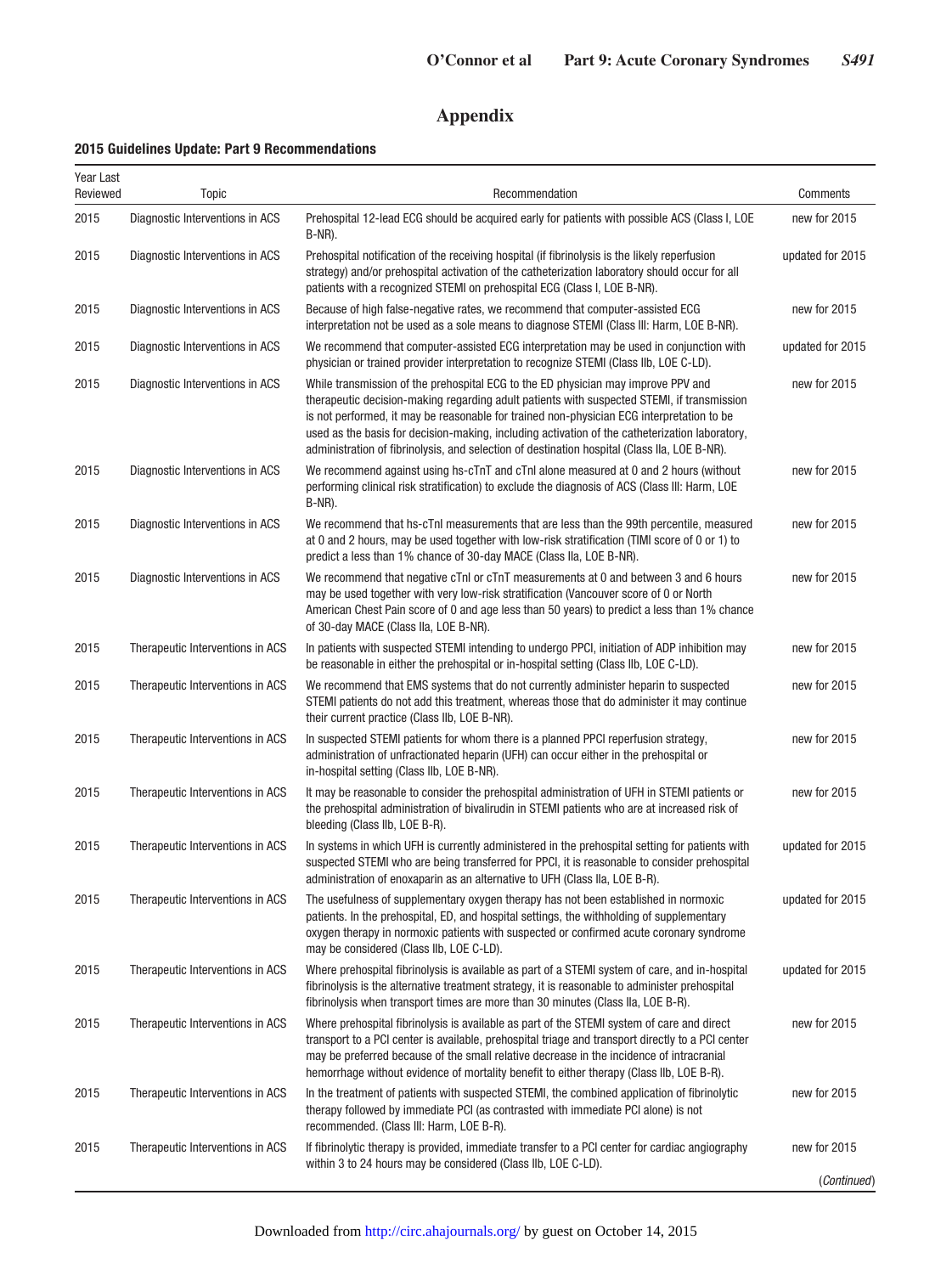# Appendix

## 2015 Guidelines Update: Part 9 Recommendations

| Year Last Reviewed | Topic | Recommendation | Comments |
|---|---|---|---|
| 2015 | Diagnostic Interventions in ACS | Prehospital 12-lead ECG should be acquired early for patients with possible ACS (Class I, LOE B-NR). | new for 2015 |
| 2015 | Diagnostic Interventions in ACS | Prehospital notification of the receiving hospital (if fibrinolysis is the likely reperfusion strategy) and/or prehospital activation of the catheterization laboratory should occur for all patients with a recognized STEMI on prehospital ECG (Class I, LOE B-NR). | updated for 2015 |
| 2015 | Diagnostic Interventions in ACS | Because of high false-negative rates, we recommend that computer-assisted ECG interpretation not be used as a sole means to diagnose STEMI (Class III: Harm, LOE B-NR). | new for 2015 |
| 2015 | Diagnostic Interventions in ACS | We recommend that computer-assisted ECG interpretation may be used in conjunction with physician or trained provider interpretation to recognize STEMI (Class IIb, LOE C-LD). | updated for 2015 |
| 2015 | Diagnostic Interventions in ACS | While transmission of the prehospital ECG to the ED physician may improve PPV and therapeutic decision-making regarding adult patients with suspected STEMI, if transmission is not performed, it may be reasonable for trained non-physician ECG interpretation to be used as the basis for decision-making, including activation of the catheterization laboratory, administration of fibrinolysis, and selection of destination hospital (Class IIa, LOE B-NR). | new for 2015 |
| 2015 | Diagnostic Interventions in ACS | We recommend against using hs-cTnT and cTnI alone measured at 0 and 2 hours (without performing clinical risk stratification) to exclude the diagnosis of ACS (Class III: Harm, LOE B-NR). | new for 2015 |
| 2015 | Diagnostic Interventions in ACS | We recommend that hs-cTnI measurements that are less than the 99th percentile, measured at 0 and 2 hours, may be used together with low-risk stratification (TIMI score of 0 or 1) to predict a less than 1% chance of 30-day MACE (Class IIa, LOE B-NR). | new for 2015 |
| 2015 | Diagnostic Interventions in ACS | We recommend that negative cTnI or cTnT measurements at 0 and between 3 and 6 hours may be used together with very low-risk stratification (Vancouver score of 0 or North American Chest Pain score of 0 and age less than 50 years) to predict a less than 1% chance of 30-day MACE (Class IIa, LOE B-NR). | new for 2015 |
| 2015 | Therapeutic Interventions in ACS | In patients with suspected STEMI intending to undergo PPCI, initiation of ADP inhibition may be reasonable in either the prehospital or in-hospital setting (Class IIb, LOE C-LD). | new for 2015 |
| 2015 | Therapeutic Interventions in ACS | We recommend that EMS systems that do not currently administer heparin to suspected STEMI patients do not add this treatment, whereas those that do administer it may continue their current practice (Class IIb, LOE B-NR). | new for 2015 |
| 2015 | Therapeutic Interventions in ACS | In suspected STEMI patients for whom there is a planned PPCI reperfusion strategy, administration of unfractionated heparin (UFH) can occur either in the prehospital or in-hospital setting (Class IIb, LOE B-NR). | new for 2015 |
| 2015 | Therapeutic Interventions in ACS | It may be reasonable to consider the prehospital administration of UFH in STEMI patients or the prehospital administration of bivalirudin in STEMI patients who are at increased risk of bleeding (Class IIb, LOE B-R). | new for 2015 |
| 2015 | Therapeutic Interventions in ACS | In systems in which UFH is currently administered in the prehospital setting for patients with suspected STEMI who are being transferred for PPCI, it is reasonable to consider prehospital administration of enoxaparin as an alternative to UFH (Class IIa, LOE B-R). | updated for 2015 |
| 2015 | Therapeutic Interventions in ACS | The usefulness of supplementary oxygen therapy has not been established in normoxic patients. In the prehospital, ED, and hospital settings, the withholding of supplementary oxygen therapy in normoxic patients with suspected or confirmed acute coronary syndrome may be considered (Class IIb, LOE C-LD). | updated for 2015 |
| 2015 | Therapeutic Interventions in ACS | Where prehospital fibrinolysis is available as part of a STEMI system of care, and in-hospital fibrinolysis is the alternative treatment strategy, it is reasonable to administer prehospital fibrinolysis when transport times are more than 30 minutes (Class IIa, LOE B-R). | updated for 2015 |
| 2015 | Therapeutic Interventions in ACS | Where prehospital fibrinolysis is available as part of the STEMI system of care and direct transport to a PCI center is available, prehospital triage and transport directly to a PCI center may be preferred because of the small relative decrease in the incidence of intracranial hemorrhage without evidence of mortality benefit to either therapy (Class IIb, LOE B-R). | new for 2015 |
| 2015 | Therapeutic Interventions in ACS | In the treatment of patients with suspected STEMI, the combined application of fibrinolytic therapy followed by immediate PCI (as contrasted with immediate PCI alone) is not recommended. (Class III: Harm, LOE B-R). | new for 2015 |
| 2015 | Therapeutic Interventions in ACS | If fibrinolytic therapy is provided, immediate transfer to a PCI center for cardiac angiography within 3 to 24 hours may be considered (Class IIb, LOE C-LD). | new for 2015 |

*(Continued)*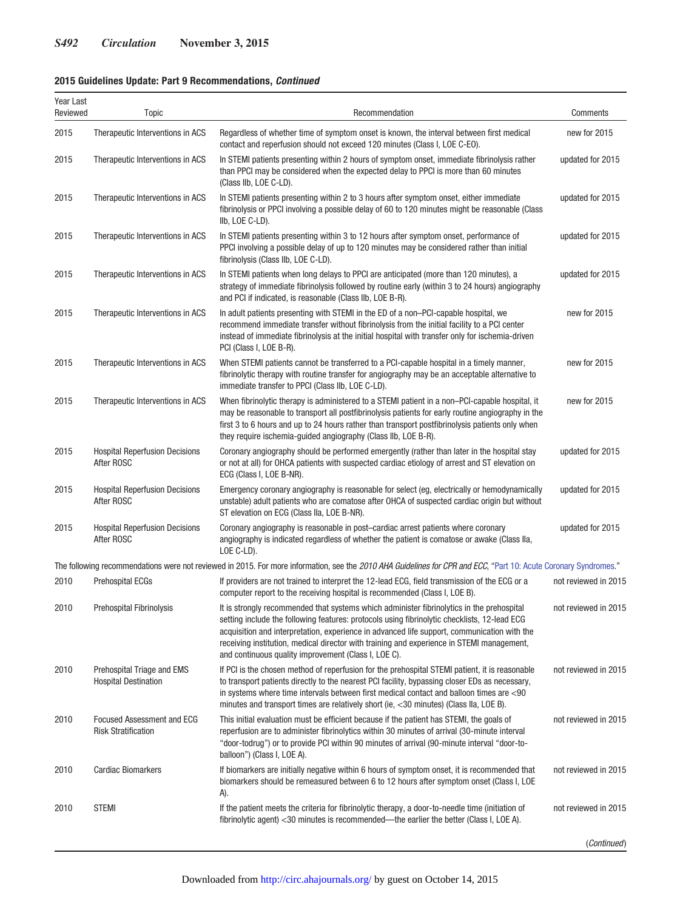**2015 Guidelines Update: Part 9 Recommendations, *Continued***

| Year Last Reviewed | Topic | Recommendation | Comments |
|---|---|---|---|
| 2015 | Therapeutic Interventions in ACS | Regardless of whether time of symptom onset is known, the interval between first medical contact and reperfusion should not exceed 120 minutes (Class I, LOE C-EO). | new for 2015 |
| 2015 | Therapeutic Interventions in ACS | In STEMI patients presenting within 2 hours of symptom onset, immediate fibrinolysis rather than PPCI may be considered when the expected delay to PPCI is more than 60 minutes (Class IIb, LOE C-LD). | updated for 2015 |
| 2015 | Therapeutic Interventions in ACS | In STEMI patients presenting within 2 to 3 hours after symptom onset, either immediate fibrinolysis or PPCI involving a possible delay of 60 to 120 minutes might be reasonable (Class IIb, LOE C-LD). | updated for 2015 |
| 2015 | Therapeutic Interventions in ACS | In STEMI patients presenting within 3 to 12 hours after symptom onset, performance of PPCI involving a possible delay of up to 120 minutes may be considered rather than initial fibrinolysis (Class IIb, LOE C-LD). | updated for 2015 |
| 2015 | Therapeutic Interventions in ACS | In STEMI patients when long delays to PPCI are anticipated (more than 120 minutes), a strategy of immediate fibrinolysis followed by routine early (within 3 to 24 hours) angiography and PCI if indicated, is reasonable (Class IIb, LOE B-R). | updated for 2015 |
| 2015 | Therapeutic Interventions in ACS | In adult patients presenting with STEMI in the ED of a non–PCI-capable hospital, we recommend immediate transfer without fibrinolysis from the initial facility to a PCI center instead of immediate fibrinolysis at the initial hospital with transfer only for ischemia-driven PCI (Class I, LOE B-R). | new for 2015 |
| 2015 | Therapeutic Interventions in ACS | When STEMI patients cannot be transferred to a PCI-capable hospital in a timely manner, fibrinolytic therapy with routine transfer for angiography may be an acceptable alternative to immediate transfer to PPCI (Class IIb, LOE C-LD). | new for 2015 |
| 2015 | Therapeutic Interventions in ACS | When fibrinolytic therapy is administered to a STEMI patient in a non–PCI-capable hospital, it may be reasonable to transport all postfibrinolysis patients for early routine angiography in the first 3 to 6 hours and up to 24 hours rather than transport postfibrinolysis patients only when they require ischemia-guided angiography (Class IIb, LOE B-R). | new for 2015 |
| 2015 | Hospital Reperfusion Decisions After ROSC | Coronary angiography should be performed emergently (rather than later in the hospital stay or not at all) for OHCA patients with suspected cardiac etiology of arrest and ST elevation on ECG (Class I, LOE B-NR). | updated for 2015 |
| 2015 | Hospital Reperfusion Decisions After ROSC | Emergency coronary angiography is reasonable for select (eg, electrically or hemodynamically unstable) adult patients who are comatose after OHCA of suspected cardiac origin but without ST elevation on ECG (Class IIa, LOE B-NR). | updated for 2015 |
| 2015 | Hospital Reperfusion Decisions After ROSC | Coronary angiography is reasonable in post–cardiac arrest patients where coronary angiography is indicated regardless of whether the patient is comatose or awake (Class IIa, LOE C-LD). | updated for 2015 |
| The following recommendations were not reviewed in 2015. For more information, see the *2010 AHA Guidelines for CPR and ECC*, "Part 10: Acute Coronary Syndromes." | | | |
| 2010 | Prehospital ECGs | If providers are not trained to interpret the 12-lead ECG, field transmission of the ECG or a computer report to the receiving hospital is recommended (Class I, LOE B). | not reviewed in 2015 |
| 2010 | Prehospital Fibrinolysis | It is strongly recommended that systems which administer fibrinolytics in the prehospital setting include the following features: protocols using fibrinolytic checklists, 12-lead ECG acquisition and interpretation, experience in advanced life support, communication with the receiving institution, medical director with training and experience in STEMI management, and continuous quality improvement (Class I, LOE C). | not reviewed in 2015 |
| 2010 | Prehospital Triage and EMS Hospital Destination | If PCI is the chosen method of reperfusion for the prehospital STEMI patient, it is reasonable to transport patients directly to the nearest PCI facility, bypassing closer EDs as necessary, in systems where time intervals between first medical contact and balloon times are <90 minutes and transport times are relatively short (ie, <30 minutes) (Class IIa, LOE B). | not reviewed in 2015 |
| 2010 | Focused Assessment and ECG Risk Stratification | This initial evaluation must be efficient because if the patient has STEMI, the goals of reperfusion are to administer fibrinolytics within 30 minutes of arrival (30-minute interval "door-todrug") or to provide PCI within 90 minutes of arrival (90-minute interval "door-to-balloon") (Class I, LOE A). | not reviewed in 2015 |
| 2010 | Cardiac Biomarkers | If biomarkers are initially negative within 6 hours of symptom onset, it is recommended that biomarkers should be remeasured between 6 to 12 hours after symptom onset (Class I, LOE A). | not reviewed in 2015 |
| 2010 | STEMI | If the patient meets the criteria for fibrinolytic therapy, a door-to-needle time (initiation of fibrinolytic agent) <30 minutes is recommended—the earlier the better (Class I, LOE A). | not reviewed in 2015 |

(*Continued*)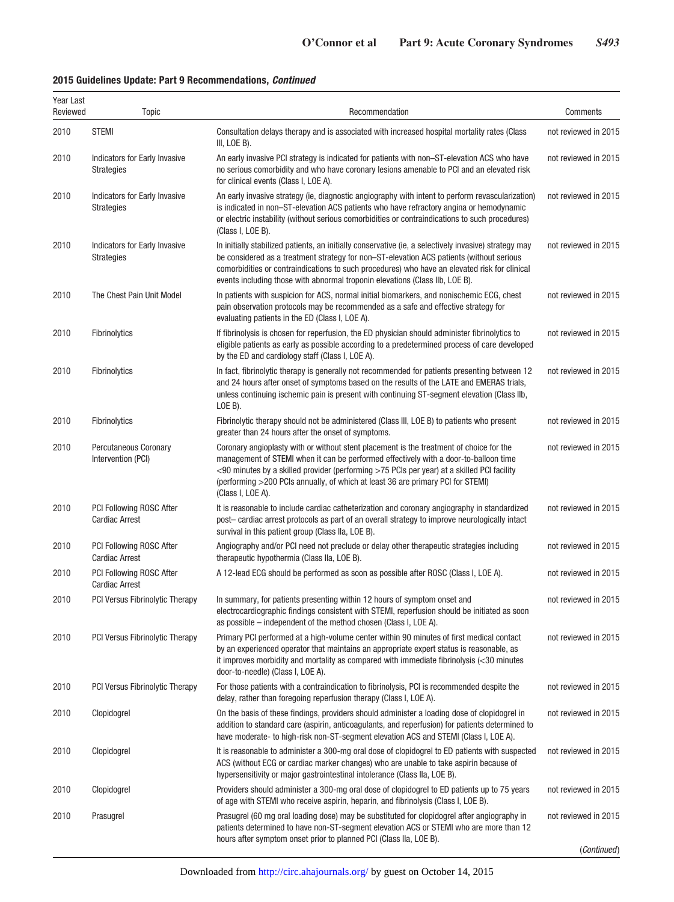**2015 Guidelines Update: Part 9 Recommendations, *Continued***

| Year Last Reviewed | Topic | Recommendation | Comments |
|---|---|---|---|
| 2010 | STEMI | Consultation delays therapy and is associated with increased hospital mortality rates (Class III, LOE B). | not reviewed in 2015 |
| 2010 | Indicators for Early Invasive Strategies | An early invasive PCI strategy is indicated for patients with non–ST-elevation ACS who have no serious comorbidity and who have coronary lesions amenable to PCI and an elevated risk for clinical events (Class I, LOE A). | not reviewed in 2015 |
| 2010 | Indicators for Early Invasive Strategies | An early invasive strategy (ie, diagnostic angiography with intent to perform revascularization) is indicated in non–ST-elevation ACS patients who have refractory angina or hemodynamic or electric instability (without serious comorbidities or contraindications to such procedures) (Class I, LOE B). | not reviewed in 2015 |
| 2010 | Indicators for Early Invasive Strategies | In initially stabilized patients, an initially conservative (ie, a selectively invasive) strategy may be considered as a treatment strategy for non–ST-elevation ACS patients (without serious comorbidities or contraindications to such procedures) who have an elevated risk for clinical events including those with abnormal troponin elevations (Class IIb, LOE B). | not reviewed in 2015 |
| 2010 | The Chest Pain Unit Model | In patients with suspicion for ACS, normal initial biomarkers, and nonischemic ECG, chest pain observation protocols may be recommended as a safe and effective strategy for evaluating patients in the ED (Class I, LOE A). | not reviewed in 2015 |
| 2010 | Fibrinolytics | If fibrinolysis is chosen for reperfusion, the ED physician should administer fibrinolytics to eligible patients as early as possible according to a predetermined process of care developed by the ED and cardiology staff (Class I, LOE A). | not reviewed in 2015 |
| 2010 | Fibrinolytics | In fact, fibrinolytic therapy is generally not recommended for patients presenting between 12 and 24 hours after onset of symptoms based on the results of the LATE and EMERAS trials, unless continuing ischemic pain is present with continuing ST-segment elevation (Class IIb, LOE B). | not reviewed in 2015 |
| 2010 | Fibrinolytics | Fibrinolytic therapy should not be administered (Class III, LOE B) to patients who present greater than 24 hours after the onset of symptoms. | not reviewed in 2015 |
| 2010 | Percutaneous Coronary Intervention (PCI) | Coronary angioplasty with or without stent placement is the treatment of choice for the management of STEMI when it can be performed effectively with a door-to-balloon time <90 minutes by a skilled provider (performing >75 PCIs per year) at a skilled PCI facility (performing >200 PCIs annually, of which at least 36 are primary PCI for STEMI) (Class I, LOE A). | not reviewed in 2015 |
| 2010 | PCI Following ROSC After Cardiac Arrest | It is reasonable to include cardiac catheterization and coronary angiography in standardized post– cardiac arrest protocols as part of an overall strategy to improve neurologically intact survival in this patient group (Class IIa, LOE B). | not reviewed in 2015 |
| 2010 | PCI Following ROSC After Cardiac Arrest | Angiography and/or PCI need not preclude or delay other therapeutic strategies including therapeutic hypothermia (Class IIa, LOE B). | not reviewed in 2015 |
| 2010 | PCI Following ROSC After Cardiac Arrest | A 12-lead ECG should be performed as soon as possible after ROSC (Class I, LOE A). | not reviewed in 2015 |
| 2010 | PCI Versus Fibrinolytic Therapy | In summary, for patients presenting within 12 hours of symptom onset and electrocardiographic findings consistent with STEMI, reperfusion should be initiated as soon as possible – independent of the method chosen (Class I, LOE A). | not reviewed in 2015 |
| 2010 | PCI Versus Fibrinolytic Therapy | Primary PCI performed at a high-volume center within 90 minutes of first medical contact by an experienced operator that maintains an appropriate expert status is reasonable, as it improves morbidity and mortality as compared with immediate fibrinolysis (<30 minutes door-to-needle) (Class I, LOE A). | not reviewed in 2015 |
| 2010 | PCI Versus Fibrinolytic Therapy | For those patients with a contraindication to fibrinolysis, PCI is recommended despite the delay, rather than foregoing reperfusion therapy (Class I, LOE A). | not reviewed in 2015 |
| 2010 | Clopidogrel | On the basis of these findings, providers should administer a loading dose of clopidogrel in addition to standard care (aspirin, anticoagulants, and reperfusion) for patients determined to have moderate- to high-risk non-ST-segment elevation ACS and STEMI (Class I, LOE A). | not reviewed in 2015 |
| 2010 | Clopidogrel | It is reasonable to administer a 300-mg oral dose of clopidogrel to ED patients with suspected ACS (without ECG or cardiac marker changes) who are unable to take aspirin because of hypersensitivity or major gastrointestinal intolerance (Class IIa, LOE B). | not reviewed in 2015 |
| 2010 | Clopidogrel | Providers should administer a 300-mg oral dose of clopidogrel to ED patients up to 75 years of age with STEMI who receive aspirin, heparin, and fibrinolysis (Class I, LOE B). | not reviewed in 2015 |
| 2010 | Prasugrel | Prasugrel (60 mg oral loading dose) may be substituted for clopidogrel after angiography in patients determined to have non-ST-segment elevation ACS or STEMI who are more than 12 hours after symptom onset prior to planned PCI (Class IIa, LOE B). | not reviewed in 2015 |

(*Continued*)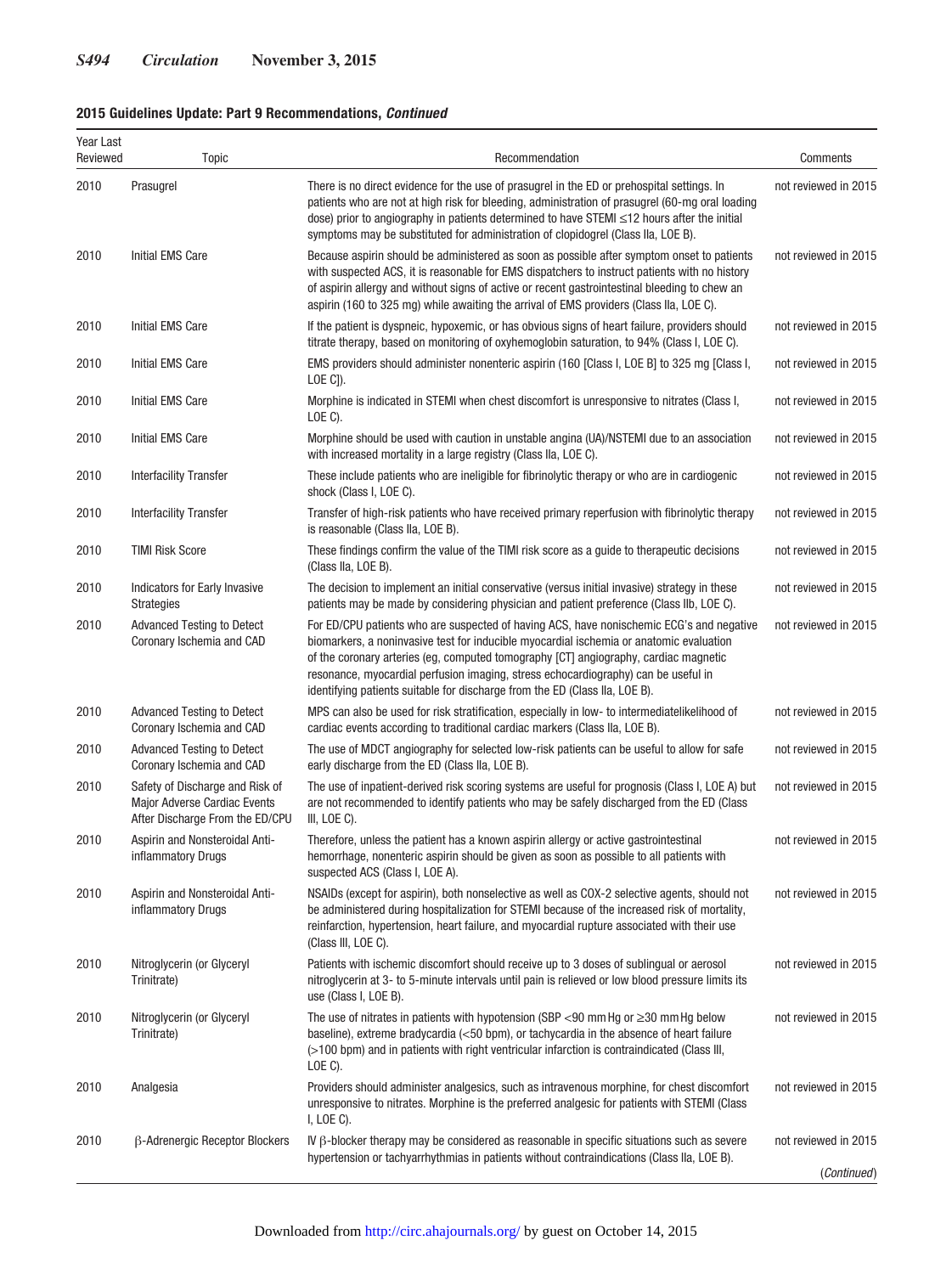**2015 Guidelines Update: Part 9 Recommendations, *Continued***

| Year Last Reviewed | Topic | Recommendation | Comments |
|---|---|---|---|
| 2010 | Prasugrel | There is no direct evidence for the use of prasugrel in the ED or prehospital settings. In patients who are not at high risk for bleeding, administration of prasugrel (60-mg oral loading dose) prior to angiography in patients determined to have STEMI ≤12 hours after the initial symptoms may be substituted for administration of clopidogrel (Class IIa, LOE B). | not reviewed in 2015 |
| 2010 | Initial EMS Care | Because aspirin should be administered as soon as possible after symptom onset to patients with suspected ACS, it is reasonable for EMS dispatchers to instruct patients with no history of aspirin allergy and without signs of active or recent gastrointestinal bleeding to chew an aspirin (160 to 325 mg) while awaiting the arrival of EMS providers (Class IIa, LOE C). | not reviewed in 2015 |
| 2010 | Initial EMS Care | If the patient is dyspneic, hypoxemic, or has obvious signs of heart failure, providers should titrate therapy, based on monitoring of oxyhemoglobin saturation, to 94% (Class I, LOE C). | not reviewed in 2015 |
| 2010 | Initial EMS Care | EMS providers should administer nonenteric aspirin (160 [Class I, LOE B] to 325 mg [Class I, LOE C]). | not reviewed in 2015 |
| 2010 | Initial EMS Care | Morphine is indicated in STEMI when chest discomfort is unresponsive to nitrates (Class I, LOE C). | not reviewed in 2015 |
| 2010 | Initial EMS Care | Morphine should be used with caution in unstable angina (UA)/NSTEMI due to an association with increased mortality in a large registry (Class IIa, LOE C). | not reviewed in 2015 |
| 2010 | Interfacility Transfer | These include patients who are ineligible for fibrinolytic therapy or who are in cardiogenic shock (Class I, LOE C). | not reviewed in 2015 |
| 2010 | Interfacility Transfer | Transfer of high-risk patients who have received primary reperfusion with fibrinolytic therapy is reasonable (Class IIa, LOE B). | not reviewed in 2015 |
| 2010 | TIMI Risk Score | These findings confirm the value of the TIMI risk score as a guide to therapeutic decisions (Class IIa, LOE B). | not reviewed in 2015 |
| 2010 | Indicators for Early Invasive Strategies | The decision to implement an initial conservative (versus initial invasive) strategy in these patients may be made by considering physician and patient preference (Class IIb, LOE C). | not reviewed in 2015 |
| 2010 | Advanced Testing to Detect Coronary Ischemia and CAD | For ED/CPU patients who are suspected of having ACS, have nonischemic ECG's and negative biomarkers, a noninvasive test for inducible myocardial ischemia or anatomic evaluation of the coronary arteries (eg, computed tomography [CT] angiography, cardiac magnetic resonance, myocardial perfusion imaging, stress echocardiography) can be useful in identifying patients suitable for discharge from the ED (Class IIa, LOE B). | not reviewed in 2015 |
| 2010 | Advanced Testing to Detect Coronary Ischemia and CAD | MPS can also be used for risk stratification, especially in low- to intermediatelikelihood of cardiac events according to traditional cardiac markers (Class IIa, LOE B). | not reviewed in 2015 |
| 2010 | Advanced Testing to Detect Coronary Ischemia and CAD | The use of MDCT angiography for selected low-risk patients can be useful to allow for safe early discharge from the ED (Class IIa, LOE B). | not reviewed in 2015 |
| 2010 | Safety of Discharge and Risk of Major Adverse Cardiac Events After Discharge From the ED/CPU | The use of inpatient-derived risk scoring systems are useful for prognosis (Class I, LOE A) but are not recommended to identify patients who may be safely discharged from the ED (Class III, LOE C). | not reviewed in 2015 |
| 2010 | Aspirin and Nonsteroidal Anti-inflammatory Drugs | Therefore, unless the patient has a known aspirin allergy or active gastrointestinal hemorrhage, nonenteric aspirin should be given as soon as possible to all patients with suspected ACS (Class I, LOE A). | not reviewed in 2015 |
| 2010 | Aspirin and Nonsteroidal Anti-inflammatory Drugs | NSAIDs (except for aspirin), both nonselective as well as COX-2 selective agents, should not be administered during hospitalization for STEMI because of the increased risk of mortality, reinfarction, hypertension, heart failure, and myocardial rupture associated with their use (Class III, LOE C). | not reviewed in 2015 |
| 2010 | Nitroglycerin (or Glyceryl Trinitrate) | Patients with ischemic discomfort should receive up to 3 doses of sublingual or aerosol nitroglycerin at 3- to 5-minute intervals until pain is relieved or low blood pressure limits its use (Class I, LOE B). | not reviewed in 2015 |
| 2010 | Nitroglycerin (or Glyceryl Trinitrate) | The use of nitrates in patients with hypotension (SBP <90 mm Hg or ≥30 mm Hg below baseline), extreme bradycardia (<50 bpm), or tachycardia in the absence of heart failure (>100 bpm) and in patients with right ventricular infarction is contraindicated (Class III, LOE C). | not reviewed in 2015 |
| 2010 | Analgesia | Providers should administer analgesics, such as intravenous morphine, for chest discomfort unresponsive to nitrates. Morphine is the preferred analgesic for patients with STEMI (Class I, LOE C). | not reviewed in 2015 |
| 2010 | β-Adrenergic Receptor Blockers | IV β-blocker therapy may be considered as reasonable in specific situations such as severe hypertension or tachyarrhythmias in patients without contraindications (Class IIa, LOE B). | not reviewed in 2015 |

(*Continued*)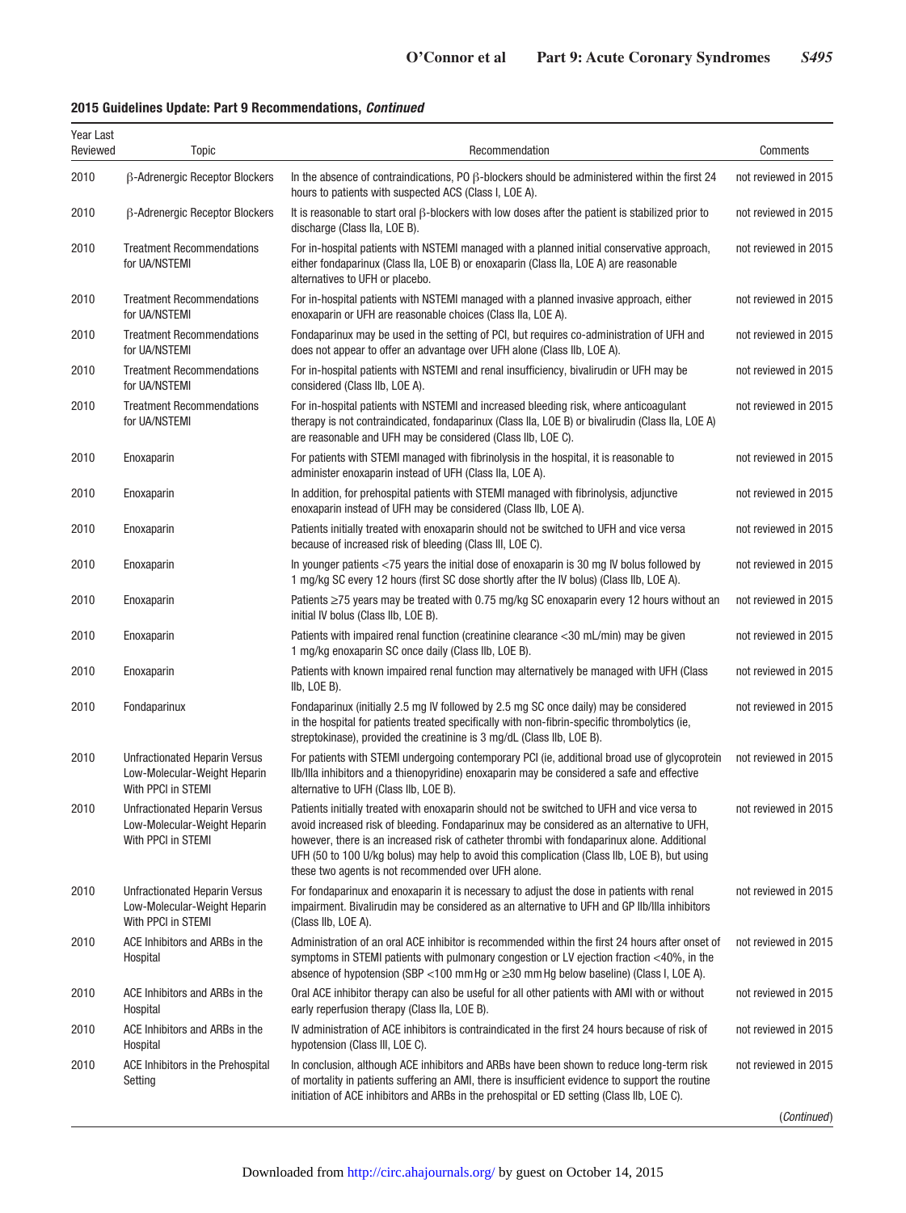**2015 Guidelines Update: Part 9 Recommendations, *Continued***

| Year Last Reviewed | Topic | Recommendation | Comments |
|---|---|---|---|
| 2010 | β-Adrenergic Receptor Blockers | In the absence of contraindications, PO β-blockers should be administered within the first 24 hours to patients with suspected ACS (Class I, LOE A). | not reviewed in 2015 |
| 2010 | β-Adrenergic Receptor Blockers | It is reasonable to start oral β-blockers with low doses after the patient is stabilized prior to discharge (Class IIa, LOE B). | not reviewed in 2015 |
| 2010 | Treatment Recommendations for UA/NSTEMI | For in-hospital patients with NSTEMI managed with a planned initial conservative approach, either fondaparinux (Class IIa, LOE B) or enoxaparin (Class IIa, LOE A) are reasonable alternatives to UFH or placebo. | not reviewed in 2015 |
| 2010 | Treatment Recommendations for UA/NSTEMI | For in-hospital patients with NSTEMI managed with a planned invasive approach, either enoxaparin or UFH are reasonable choices (Class IIa, LOE A). | not reviewed in 2015 |
| 2010 | Treatment Recommendations for UA/NSTEMI | Fondaparinux may be used in the setting of PCI, but requires co-administration of UFH and does not appear to offer an advantage over UFH alone (Class IIb, LOE A). | not reviewed in 2015 |
| 2010 | Treatment Recommendations for UA/NSTEMI | For in-hospital patients with NSTEMI and renal insufficiency, bivalirudin or UFH may be considered (Class IIb, LOE A). | not reviewed in 2015 |
| 2010 | Treatment Recommendations for UA/NSTEMI | For in-hospital patients with NSTEMI and increased bleeding risk, where anticoagulant therapy is not contraindicated, fondaparinux (Class IIa, LOE B) or bivalirudin (Class IIa, LOE A) are reasonable and UFH may be considered (Class IIb, LOE C). | not reviewed in 2015 |
| 2010 | Enoxaparin | For patients with STEMI managed with fibrinolysis in the hospital, it is reasonable to administer enoxaparin instead of UFH (Class IIa, LOE A). | not reviewed in 2015 |
| 2010 | Enoxaparin | In addition, for prehospital patients with STEMI managed with fibrinolysis, adjunctive enoxaparin instead of UFH may be considered (Class IIb, LOE A). | not reviewed in 2015 |
| 2010 | Enoxaparin | Patients initially treated with enoxaparin should not be switched to UFH and vice versa because of increased risk of bleeding (Class III, LOE C). | not reviewed in 2015 |
| 2010 | Enoxaparin | In younger patients <75 years the initial dose of enoxaparin is 30 mg IV bolus followed by 1 mg/kg SC every 12 hours (first SC dose shortly after the IV bolus) (Class IIb, LOE A). | not reviewed in 2015 |
| 2010 | Enoxaparin | Patients ≥75 years may be treated with 0.75 mg/kg SC enoxaparin every 12 hours without an initial IV bolus (Class IIb, LOE B). | not reviewed in 2015 |
| 2010 | Enoxaparin | Patients with impaired renal function (creatinine clearance <30 mL/min) may be given 1 mg/kg enoxaparin SC once daily (Class IIb, LOE B). | not reviewed in 2015 |
| 2010 | Enoxaparin | Patients with known impaired renal function may alternatively be managed with UFH (Class IIb, LOE B). | not reviewed in 2015 |
| 2010 | Fondaparinux | Fondaparinux (initially 2.5 mg IV followed by 2.5 mg SC once daily) may be considered in the hospital for patients treated specifically with non-fibrin-specific thrombolytics (ie, streptokinase), provided the creatinine is 3 mg/dL (Class IIb, LOE B). | not reviewed in 2015 |
| 2010 | Unfractionated Heparin Versus Low-Molecular-Weight Heparin With PPCI in STEMI | For patients with STEMI undergoing contemporary PCI (ie, additional broad use of glycoprotein IIb/IIIa inhibitors and a thienopyridine) enoxaparin may be considered a safe and effective alternative to UFH (Class IIb, LOE B). | not reviewed in 2015 |
| 2010 | Unfractionated Heparin Versus Low-Molecular-Weight Heparin With PPCI in STEMI | Patients initially treated with enoxaparin should not be switched to UFH and vice versa to avoid increased risk of bleeding. Fondaparinux may be considered as an alternative to UFH, however, there is an increased risk of catheter thrombi with fondaparinux alone. Additional UFH (50 to 100 U/kg bolus) may help to avoid this complication (Class IIb, LOE B), but using these two agents is not recommended over UFH alone. | not reviewed in 2015 |
| 2010 | Unfractionated Heparin Versus Low-Molecular-Weight Heparin With PPCI in STEMI | For fondaparinux and enoxaparin it is necessary to adjust the dose in patients with renal impairment. Bivalirudin may be considered as an alternative to UFH and GP IIb/IIIa inhibitors (Class IIb, LOE A). | not reviewed in 2015 |
| 2010 | ACE Inhibitors and ARBs in the Hospital | Administration of an oral ACE inhibitor is recommended within the first 24 hours after onset of symptoms in STEMI patients with pulmonary congestion or LV ejection fraction <40%, in the absence of hypotension (SBP <100 mm Hg or ≥30 mm Hg below baseline) (Class I, LOE A). | not reviewed in 2015 |
| 2010 | ACE Inhibitors and ARBs in the Hospital | Oral ACE inhibitor therapy can also be useful for all other patients with AMI with or without early reperfusion therapy (Class IIa, LOE B). | not reviewed in 2015 |
| 2010 | ACE Inhibitors and ARBs in the Hospital | IV administration of ACE inhibitors is contraindicated in the first 24 hours because of risk of hypotension (Class III, LOE C). | not reviewed in 2015 |
| 2010 | ACE Inhibitors in the Prehospital Setting | In conclusion, although ACE inhibitors and ARBs have been shown to reduce long-term risk of mortality in patients suffering an AMI, there is insufficient evidence to support the routine initiation of ACE inhibitors and ARBs in the prehospital or ED setting (Class IIb, LOE C). | not reviewed in 2015 |

(*Continued*)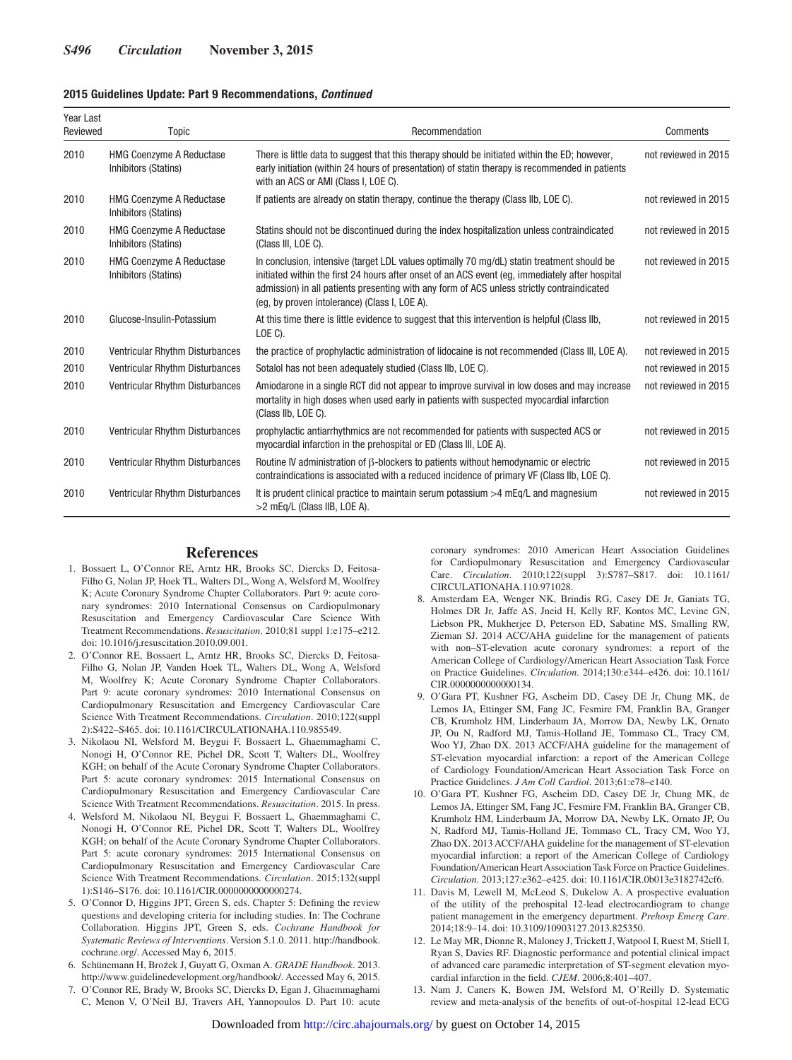**2015 Guidelines Update: Part 9 Recommendations, *Continued***

| Year Last Reviewed | Topic | Recommendation | Comments |
|---|---|---|---|
| 2010 | HMG Coenzyme A Reductase Inhibitors (Statins) | There is little data to suggest that this therapy should be initiated within the ED; however, early initiation (within 24 hours of presentation) of statin therapy is recommended in patients with an ACS or AMI (Class I, LOE C). | not reviewed in 2015 |
| 2010 | HMG Coenzyme A Reductase Inhibitors (Statins) | If patients are already on statin therapy, continue the therapy (Class IIb, LOE C). | not reviewed in 2015 |
| 2010 | HMG Coenzyme A Reductase Inhibitors (Statins) | Statins should not be discontinued during the index hospitalization unless contraindicated (Class III, LOE C). | not reviewed in 2015 |
| 2010 | HMG Coenzyme A Reductase Inhibitors (Statins) | In conclusion, intensive (target LDL values optimally 70 mg/dL) statin treatment should be initiated within the first 24 hours after onset of an ACS event (eg, immediately after hospital admission) in all patients presenting with any form of ACS unless strictly contraindicated (eg, by proven intolerance) (Class I, LOE A). | not reviewed in 2015 |
| 2010 | Glucose-Insulin-Potassium | At this time there is little evidence to suggest that this intervention is helpful (Class IIb, LOE C). | not reviewed in 2015 |
| 2010 | Ventricular Rhythm Disturbances | the practice of prophylactic administration of lidocaine is not recommended (Class III, LOE A). | not reviewed in 2015 |
| 2010 | Ventricular Rhythm Disturbances | Sotalol has not been adequately studied (Class IIb, LOE C). | not reviewed in 2015 |
| 2010 | Ventricular Rhythm Disturbances | Amiodarone in a single RCT did not appear to improve survival in low doses and may increase mortality in high doses when used early in patients with suspected myocardial infarction (Class IIb, LOE C). | not reviewed in 2015 |
| 2010 | Ventricular Rhythm Disturbances | prophylactic antiarrhythmics are not recommended for patients with suspected ACS or myocardial infarction in the prehospital or ED (Class III, LOE A). | not reviewed in 2015 |
| 2010 | Ventricular Rhythm Disturbances | Routine IV administration of β-blockers to patients without hemodynamic or electric contraindications is associated with a reduced incidence of primary VF (Class IIb, LOE C). | not reviewed in 2015 |
| 2010 | Ventricular Rhythm Disturbances | It is prudent clinical practice to maintain serum potassium >4 mEq/L and magnesium >2 mEq/L (Class IIB, LOE A). | not reviewed in 2015 |

## References

1. Bossaert L, O'Connor RE, Arntz HR, Brooks SC, Diercks D, Feitosa-Filho G, Nolan JP, Hoek TL, Walters DL, Wong A, Welsford M, Woolfrey K; Acute Coronary Syndrome Chapter Collaborators. Part 9: acute coronary syndromes: 2010 International Consensus on Cardiopulmonary Resuscitation and Emergency Cardiovascular Care Science With Treatment Recommendations. *Resuscitation*. 2010;81 suppl 1:e175–e212. doi: 10.1016/j.resuscitation.2010.09.001.
2. O'Connor RE, Bossaert L, Arntz HR, Brooks SC, Diercks D, Feitosa-Filho G, Nolan JP, Vanden Hoek TL, Walters DL, Wong A, Welsford M, Woolfrey K; Acute Coronary Syndrome Chapter Collaborators. Part 9: acute coronary syndromes: 2010 International Consensus on Cardiopulmonary Resuscitation and Emergency Cardiovascular Care Science With Treatment Recommendations. *Circulation*. 2010;122(suppl 2):S422–S465. doi: 10.1161/CIRCULATIONAHA.110.985549.
3. Nikolaou NI, Welsford M, Beygui F, Bossaert L, Ghaemmaghami C, Nonogi H, O'Connor RE, Pichel DR, Scott T, Walters DL, Woolfrey KGH; on behalf of the Acute Coronary Syndrome Chapter Collaborators. Part 5: acute coronary syndromes: 2015 International Consensus on Cardiopulmonary Resuscitation and Emergency Cardiovascular Care Science With Treatment Recommendations. *Resuscitation*. 2015. In press.
4. Welsford M, Nikolaou NI, Beygui F, Bossaert L, Ghaemmaghami C, Nonogi H, O'Connor RE, Pichel DR, Scott T, Walters DL, Woolfrey KGH; on behalf of the Acute Coronary Syndrome Chapter Collaborators. Part 5: acute coronary syndromes: 2015 International Consensus on Cardiopulmonary Resuscitation and Emergency Cardiovascular Care Science With Treatment Recommendations. *Circulation*. 2015;132(suppl 1):S146–S176. doi: 10.1161/CIR.0000000000000274.
5. O'Connor D, Higgins JPT, Green S, eds. Chapter 5: Defining the review questions and developing criteria for including studies. In: The Cochrane Collaboration. Higgins JPT, Green S, eds. *Cochrane Handbook for Systematic Reviews of Interventions*. Version 5.1.0. 2011. http://handbook.cochrane.org/. Accessed May 6, 2015.
6. Schünemann H, Brożek J, Guyatt G, Oxman A. *GRADE Handbook*. 2013. http://www.guidelinedevelopment.org/handbook/. Accessed May 6, 2015.
7. O'Connor RE, Brady W, Brooks SC, Diercks D, Egan J, Ghaemmaghami C, Menon V, O'Neil BJ, Travers AH, Yannopoulos D. Part 10: acute coronary syndromes: 2010 American Heart Association Guidelines for Cardiopulmonary Resuscitation and Emergency Cardiovascular Care. *Circulation*. 2010;122(suppl 3):S787–S817. doi: 10.1161/CIRCULATIONAHA.110.971028.
8. Amsterdam EA, Wenger NK, Brindis RG, Casey DE Jr, Ganiats TG, Holmes DR Jr, Jaffe AS, Jneid H, Kelly RF, Kontos MC, Levine GN, Liebson PR, Mukherjee D, Peterson ED, Sabatine MS, Smalling RW, Zieman SJ. 2014 ACC/AHA guideline for the management of patients with non–ST-elevation acute coronary syndromes: a report of the American College of Cardiology/American Heart Association Task Force on Practice Guidelines. *Circulation*. 2014;130:e344–e426. doi: 10.1161/CIR.0000000000000134.
9. O'Gara PT, Kushner FG, Ascheim DD, Casey DE Jr, Chung MK, de Lemos JA, Ettinger SM, Fang JC, Fesmire FM, Franklin BA, Granger CB, Krumholz HM, Linderbaum JA, Morrow DA, Newby LK, Ornato JP, Ou N, Radford MJ, Tamis-Holland JE, Tommaso CL, Tracy CM, Woo YJ, Zhao DX. 2013 ACCF/AHA guideline for the management of ST-elevation myocardial infarction: a report of the American College of Cardiology Foundation/American Heart Association Task Force on Practice Guidelines. *J Am Coll Cardiol*. 2013;61:e78–e140.
10. O'Gara PT, Kushner FG, Ascheim DD, Casey DE Jr, Chung MK, de Lemos JA, Ettinger SM, Fang JC, Fesmire FM, Franklin BA, Granger CB, Krumholz HM, Linderbaum JA, Morrow DA, Newby LK, Ornato JP, Ou N, Radford MJ, Tamis-Holland JE, Tommaso CL, Tracy CM, Woo YJ, Zhao DX. 2013 ACCF/AHA guideline for the management of ST-elevation myocardial infarction: a report of the American College of Cardiology Foundation/American Heart Association Task Force on Practice Guidelines. *Circulation*. 2013;127:e362–e425. doi: 10.1161/CIR.0b013e3182742cf6.
11. Davis M, Lewell M, McLeod S, Dukelow A. A prospective evaluation of the utility of the prehospital 12-lead electrocardiogram to change patient management in the emergency department. *Prehosp Emerg Care*. 2014;18:9–14. doi: 10.3109/10903127.2013.825350.
12. Le May MR, Dionne R, Maloney J, Trickett J, Watpool I, Ruest M, Stiell I, Ryan S, Davies RF. Diagnostic performance and potential clinical impact of advanced care paramedic interpretation of ST-segment elevation myocardial infarction in the field. *CJEM*. 2006;8:401–407.
13. Nam J, Caners K, Bowen JM, Welsford M, O'Reilly D. Systematic review and meta-analysis of the benefits of out-of-hospital 12-lead ECG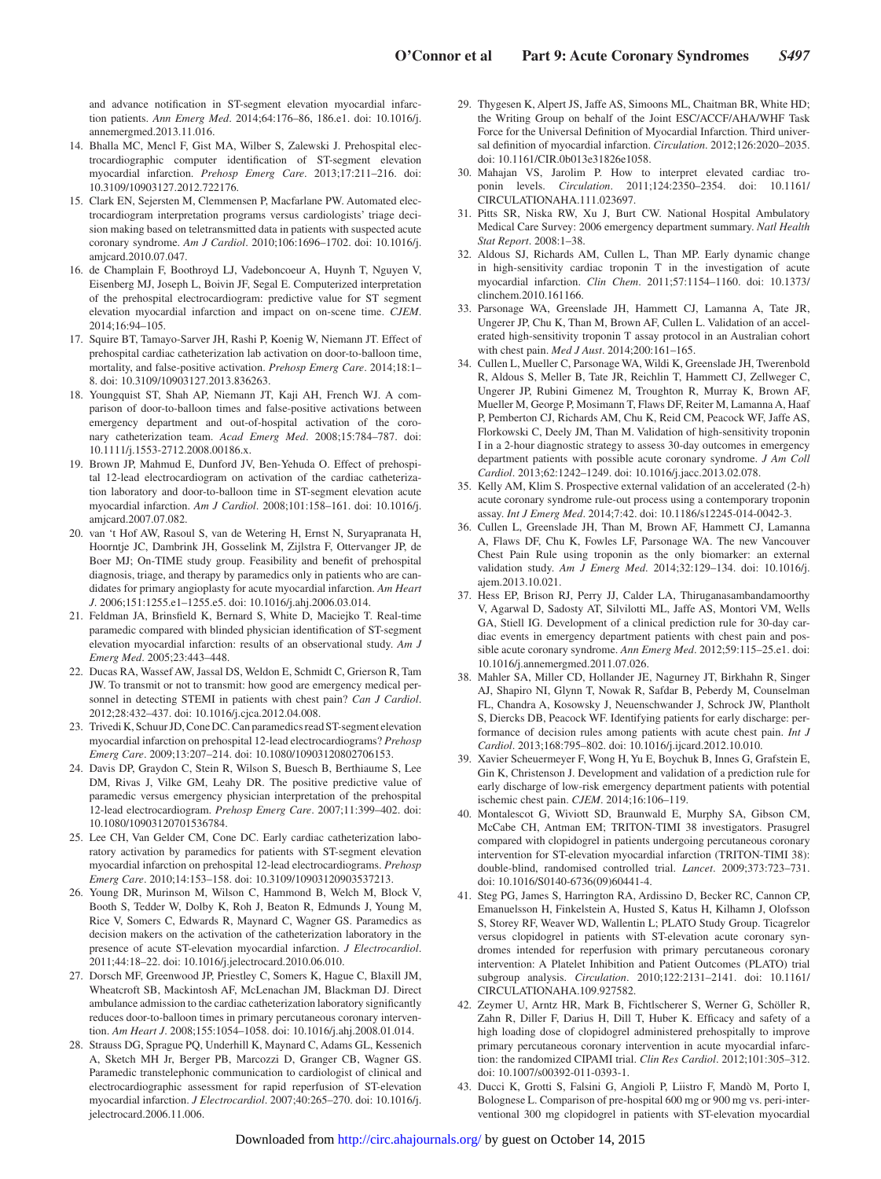and advance notification in ST-segment elevation myocardial infarction patients. *Ann Emerg Med*. 2014;64:176–86, 186.e1. doi: 10.1016/j.annemergmed.2013.11.016.

14. Bhalla MC, Mencl F, Gist MA, Wilber S, Zalewski J. Prehospital electrocardiographic computer identification of ST-segment elevation myocardial infarction. *Prehosp Emerg Care*. 2013;17:211–216. doi: 10.3109/10903127.2012.722176.
15. Clark EN, Sejersten M, Clemmensen P, Macfarlane PW. Automated electrocardiogram interpretation programs versus cardiologists' triage decision making based on teletransmitted data in patients with suspected acute coronary syndrome. *Am J Cardiol*. 2010;106:1696–1702. doi: 10.1016/j.amjcard.2010.07.047.
16. de Champlain F, Boothroyd LJ, Vadeboncoeur A, Huynh T, Nguyen V, Eisenberg MJ, Joseph L, Boivin JF, Segal E. Computerized interpretation of the prehospital electrocardiogram: predictive value for ST segment elevation myocardial infarction and impact on on-scene time. *CJEM*. 2014;16:94–105.
17. Squire BT, Tamayo-Sarver JH, Rashi P, Koenig W, Niemann JT. Effect of prehospital cardiac catheterization lab activation on door-to-balloon time, mortality, and false-positive activation. *Prehosp Emerg Care*. 2014;18:1–8. doi: 10.3109/10903127.2013.836263.
18. Youngquist ST, Shah AP, Niemann JT, Kaji AH, French WJ. A comparison of door-to-balloon times and false-positive activations between emergency department and out-of-hospital activation of the coronary catheterization team. *Acad Emerg Med*. 2008;15:784–787. doi: 10.1111/j.1553-2712.2008.00186.x.
19. Brown JP, Mahmud E, Dunford JV, Ben-Yehuda O. Effect of prehospital 12-lead electrocardiogram on activation of the cardiac catheterization laboratory and door-to-balloon time in ST-segment elevation acute myocardial infarction. *Am J Cardiol*. 2008;101:158–161. doi: 10.1016/j.amjcard.2007.07.082.
20. van 't Hof AW, Rasoul S, van de Wetering H, Ernst N, Suryapranata H, Hoorntje JC, Dambrink JH, Gosselink M, Zijlstra F, Ottervanger JP, de Boer MJ; On-TIME study group. Feasibility and benefit of prehospital diagnosis, triage, and therapy by paramedics only in patients who are candidates for primary angioplasty for acute myocardial infarction. *Am Heart J*. 2006;151:1255.e1–1255.e5. doi: 10.1016/j.ahj.2006.03.014.
21. Feldman JA, Brinsfield K, Bernard S, White D, Maciejko T. Real-time paramedic compared with blinded physician identification of ST-segment elevation myocardial infarction: results of an observational study. *Am J Emerg Med*. 2005;23:443–448.
22. Ducas RA, Wassef AW, Jassal DS, Weldon E, Schmidt C, Grierson R, Tam JW. To transmit or not to transmit: how good are emergency medical personnel in detecting STEMI in patients with chest pain? *Can J Cardiol*. 2012;28:432–437. doi: 10.1016/j.cjca.2012.04.008.
23. Trivedi K, Schuur JD, Cone DC. Can paramedics read ST-segment elevation myocardial infarction on prehospital 12-lead electrocardiograms? *Prehosp Emerg Care*. 2009;13:207–214. doi: 10.1080/10903120802706153.
24. Davis DP, Graydon C, Stein R, Wilson S, Buesch B, Berthiaume S, Lee DM, Rivas J, Vilke GM, Leahy DR. The positive predictive value of paramedic versus emergency physician interpretation of the prehospital 12-lead electrocardiogram. *Prehosp Emerg Care*. 2007;11:399–402. doi: 10.1080/10903120701536784.
25. Lee CH, Van Gelder CM, Cone DC. Early cardiac catheterization laboratory activation by paramedics for patients with ST-segment elevation myocardial infarction on prehospital 12-lead electrocardiograms. *Prehosp Emerg Care*. 2010;14:153–158. doi: 10.3109/10903120903537213.
26. Young DR, Murinson M, Wilson C, Hammond B, Welch M, Block V, Booth S, Tedder W, Dolby K, Roh J, Beaton R, Edmunds J, Young M, Rice V, Somers C, Edwards R, Maynard C, Wagner GS. Paramedics as decision makers on the activation of the catheterization laboratory in the presence of acute ST-elevation myocardial infarction. *J Electrocardiol*. 2011;44:18–22. doi: 10.1016/j.jelectrocard.2010.06.010.
27. Dorsch MF, Greenwood JP, Priestley C, Somers K, Hague C, Blaxill JM, Wheatcroft SB, Mackintosh AF, McLenachan JM, Blackman DJ. Direct ambulance admission to the cardiac catheterization laboratory significantly reduces door-to-balloon times in primary percutaneous coronary intervention. *Am Heart J*. 2008;155:1054–1058. doi: 10.1016/j.ahj.2008.01.014.
28. Strauss DG, Sprague PQ, Underhill K, Maynard C, Adams GL, Kessenich A, Sketch MH Jr, Berger PB, Marcozzi D, Granger CB, Wagner GS. Paramedic transtelephonic communication to cardiologist of clinical and electrocardiographic assessment for rapid reperfusion of ST-elevation myocardial infarction. *J Electrocardiol*. 2007;40:265–270. doi: 10.1016/j.jelectrocard.2006.11.006.
29. Thygesen K, Alpert JS, Jaffe AS, Simoons ML, Chaitman BR, White HD; the Writing Group on behalf of the Joint ESC/ACCF/AHA/WHF Task Force for the Universal Definition of Myocardial Infarction. Third universal definition of myocardial infarction. *Circulation*. 2012;126:2020–2035. doi: 10.1161/CIR.0b013e31826e1058.
30. Mahajan VS, Jarolim P. How to interpret elevated cardiac troponin levels. *Circulation*. 2011;124:2350–2354. doi: 10.1161/CIRCULATIONAHA.111.023697.
31. Pitts SR, Niska RW, Xu J, Burt CW. National Hospital Ambulatory Medical Care Survey: 2006 emergency department summary. *Natl Health Stat Report*. 2008:1–38.
32. Aldous SJ, Richards AM, Cullen L, Than MP. Early dynamic change in high-sensitivity cardiac troponin T in the investigation of acute myocardial infarction. *Clin Chem*. 2011;57:1154–1160. doi: 10.1373/clinchem.2010.161166.
33. Parsonage WA, Greenslade JH, Hammett CJ, Lamanna A, Tate JR, Ungerer JP, Chu K, Than M, Brown AF, Cullen L. Validation of an accelerated high-sensitivity troponin T assay protocol in an Australian cohort with chest pain. *Med J Aust*. 2014;200:161–165.
34. Cullen L, Mueller C, Parsonage WA, Wildi K, Greenslade JH, Twerenbold R, Aldous S, Meller B, Tate JR, Reichlin T, Hammett CJ, Zellweger C, Ungerer JP, Rubini Gimenez M, Troughton R, Murray K, Brown AF, Mueller M, George P, Mosimann T, Flaws DF, Reiter M, Lamanna A, Haaf P, Pemberton CJ, Richards AM, Chu K, Reid CM, Peacock WF, Jaffe AS, Florkowski C, Deely JM, Than M. Validation of high-sensitivity troponin I in a 2-hour diagnostic strategy to assess 30-day outcomes in emergency department patients with possible acute coronary syndrome. *J Am Coll Cardiol*. 2013;62:1242–1249. doi: 10.1016/j.jacc.2013.02.078.
35. Kelly AM, Klim S. Prospective external validation of an accelerated (2-h) acute coronary syndrome rule-out process using a contemporary troponin assay. *Int J Emerg Med*. 2014;7:42. doi: 10.1186/s12245-014-0042-3.
36. Cullen L, Greenslade JH, Than M, Brown AF, Hammett CJ, Lamanna A, Flaws DF, Chu K, Fowles LF, Parsonage WA. The new Vancouver Chest Pain Rule using troponin as the only biomarker: an external validation study. *Am J Emerg Med*. 2014;32:129–134. doi: 10.1016/j.ajem.2013.10.021.
37. Hess EP, Brison RJ, Perry JJ, Calder LA, Thiruganasambandamoorthy V, Agarwal D, Sadosty AT, Silvilotti ML, Jaffe AS, Montori VM, Wells GA, Stiell IG. Development of a clinical prediction rule for 30-day cardiac events in emergency department patients with chest pain and possible acute coronary syndrome. *Ann Emerg Med*. 2012;59:115–25.e1. doi: 10.1016/j.annemergmed.2011.07.026.
38. Mahler SA, Miller CD, Hollander JE, Nagurney JT, Birkhahn R, Singer AJ, Shapiro NI, Glynn T, Nowak R, Safdar B, Peberdy M, Counselman FL, Chandra A, Kosowsky J, Neuenschwander J, Schrock JW, Plantholt S, Diercks DB, Peacock WF. Identifying patients for early discharge: performance of decision rules among patients with acute chest pain. *Int J Cardiol*. 2013;168:795–802. doi: 10.1016/j.ijcard.2012.10.010.
39. Xavier Scheuermeyer F, Wong H, Yu E, Boychuk B, Innes G, Grafstein E, Gin K, Christenson J. Development and validation of a prediction rule for early discharge of low-risk emergency department patients with potential ischemic chest pain. *CJEM*. 2014;16:106–119.
40. Montalescot G, Wiviott SD, Braunwald E, Murphy SA, Gibson CM, McCabe CH, Antman EM; TRITON-TIMI 38 investigators. Prasugrel compared with clopidogrel in patients undergoing percutaneous coronary intervention for ST-elevation myocardial infarction (TRITON-TIMI 38): double-blind, randomised controlled trial. *Lancet*. 2009;373:723–731. doi: 10.1016/S0140-6736(09)60441-4.
41. Steg PG, James S, Harrington RA, Ardissino D, Becker RC, Cannon CP, Emanuelsson H, Finkelstein A, Husted S, Katus H, Kilhamn J, Olofsson S, Storey RF, Weaver WD, Wallentin L; PLATO Study Group. Ticagrelor versus clopidogrel in patients with ST-elevation acute coronary syndromes intended for reperfusion with primary percutaneous coronary intervention: A Platelet Inhibition and Patient Outcomes (PLATO) trial subgroup analysis. *Circulation*. 2010;122:2131–2141. doi: 10.1161/CIRCULATIONAHA.109.927582.
42. Zeymer U, Arntz HR, Mark B, Fichtlscherer S, Werner G, Schöller R, Zahn R, Diller F, Darius H, Dill T, Huber K. Efficacy and safety of a high loading dose of clopidogrel administered prehospitally to improve primary percutaneous coronary intervention in acute myocardial infarction: the randomized CIPAMI trial. *Clin Res Cardiol*. 2012;101:305–312. doi: 10.1007/s00392-011-0393-1.
43. Ducci K, Grotti S, Falsini G, Angioli P, Liistro F, Mandò M, Porto I, Bolognese L. Comparison of pre-hospital 600 mg or 900 mg vs. peri-interventional 300 mg clopidogrel in patients with ST-elevation myocardial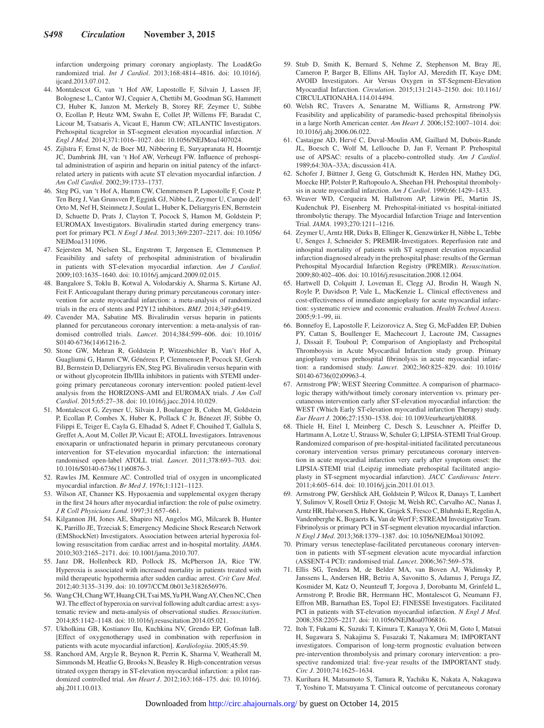infarction undergoing primary coronary angioplasty. The Load&Go randomized trial. *Int J Cardiol*. 2013;168:4814–4816. doi: 10.1016/j.ijcard.2013.07.012.

44. Montalescot G, van 't Hof AW, Lapostolle F, Silvain J, Lassen JF, Bolognese L, Cantor WJ, Cequier A, Chettibi M, Goodman SG, Hammett CJ, Huber K, Janzon M, Merkely B, Storey RF, Zeymer U, Stibbe O, Ecollan P, Heutz WM, Swahn E, Collet JP, Willems FF, Baradat C, Licour M, Tsatsaris A, Vicaut E, Hamm CW; ATLANTIC Investigators. Prehospital ticagrelor in ST-segment elevation myocardial infarction. *N Engl J Med*. 2014;371:1016–1027. doi: 10.1056/NEJMoa1407024.
45. Zijlstra F, Ernst N, de Boer MJ, Nibbering E, Suryapranata H, Hoorntje JC, Dambrink JH, van 't Hof AW, Verheugt FW. Influence of prehospital administration of aspirin and heparin on initial patency of the infarct-related artery in patients with acute ST elevation myocardial infarction. *J Am Coll Cardiol*. 2002;39:1733–1737.
46. Steg PG, van 't Hof A, Hamm CW, Clemmensen P, Lapostolle F, Coste P, Ten Berg J, Van Grunsven P, Eggink GJ, Nibbe L, Zeymer U, Campo dell' Orto M, Nef H, Steinmetz J, Soulat L, Huber K, Deliargyris EN, Bernstein D, Schuette D, Prats J, Clayton T, Pocock S, Hamon M, Goldstein P; EUROMAX Investigators. Bivalirudin started during emergency transport for primary PCI. *N Engl J Med*. 2013;369:2207–2217. doi: 10.1056/NEJMoa1311096.
47. Sejersten M, Nielsen SL, Engstrøm T, Jørgensen E, Clemmensen P. Feasibility and safety of prehospital administration of bivalirudin in patients with ST-elevation myocardial infarction. *Am J Cardiol*. 2009;103:1635–1640. doi: 10.1016/j.amjcard.2009.02.015.
48. Bangalore S, Toklu B, Kotwal A, Volodarskiy A, Sharma S, Kirtane AJ, Feit F. Anticoagulant therapy during primary percutaneous coronary intervention for acute myocardial infarction: a meta-analysis of randomized trials in the era of stents and P2Y12 inhibitors. *BMJ*. 2014;349:g6419.
49. Cavender MA, Sabatine MS. Bivalirudin versus heparin in patients planned for percutaneous coronary intervention: a meta-analysis of randomised controlled trials. *Lancet*. 2014;384:599–606. doi: 10.1016/S0140-6736(14)61216-2.
50. Stone GW, Mehran R, Goldstein P, Witzenbichler B, Van't Hof A, Guagliumi G, Hamm CW, Généreux P, Clemmensen P, Pocock SJ, Gersh BJ, Bernstein D, Deliargyris EN, Steg PG. Bivalirudin versus heparin with or without glycoprotein IIb/IIIa inhibitors in patients with STEMI undergoing primary percutaneous coronary intervention: pooled patient-level analysis from the HORIZONS-AMI and EUROMAX trials. *J Am Coll Cardiol*. 2015;65:27–38. doi: 10.1016/j.jacc.2014.10.029.
51. Montalescot G, Zeymer U, Silvain J, Boulanger B, Cohen M, Goldstein P, Ecollan P, Combes X, Huber K, Pollack C Jr, Bénezet JF, Stibbe O, Filippi E, Teiger E, Cayla G, Elhadad S, Adnet F, Chouihed T, Gallula S, Greffet A, Aout M, Collet JP, Vicaut E; ATOLL Investigators. Intravenous enoxaparin or unfractionated heparin in primary percutaneous coronary intervention for ST-elevation myocardial infarction: the international randomised open-label ATOLL trial. *Lancet*. 2011;378:693–703. doi: 10.1016/S0140-6736(11)60876-3.
52. Rawles JM, Kenmure AC. Controlled trial of oxygen in uncomplicated myocardial infarction. *Br Med J*. 1976;1:1121–1123.
53. Wilson AT, Channer KS. Hypoxaemia and supplemental oxygen therapy in the first 24 hours after myocardial infarction: the role of pulse oximetry. *J R Coll Physicians Lond*. 1997;31:657–661.
54. Kilgannon JH, Jones AE, Shapiro NI, Angelos MG, Milcarek B, Hunter K, Parrillo JE, Trzeciak S; Emergency Medicine Shock Research Network (EMShockNet) Investigators. Association between arterial hyperoxia following resuscitation from cardiac arrest and in-hospital mortality. *JAMA*. 2010;303:2165–2171. doi: 10.1001/jama.2010.707.
55. Janz DR, Hollenbeck RD, Pollock JS, McPherson JA, Rice TW. Hyperoxia is associated with increased mortality in patients treated with mild therapeutic hypothermia after sudden cardiac arrest. *Crit Care Med*. 2012;40:3135–3139. doi: 10.1097/CCM.0b013e3182656976.
56. Wang CH, Chang WT, Huang CH, Tsai MS, Yu PH, Wang AY, Chen NC, Chen WJ. The effect of hyperoxia on survival following adult cardiac arrest: a systematic review and meta-analysis of observational studies. *Resuscitation*. 2014;85:1142–1148. doi: 10.1016/j.resuscitation.2014.05.021.
57. Ukholkina GB, Kostianov IIu, Kuchkina NV, Grendo EP, Gofman IaB. [Effect of oxygenotherapy used in combination with reperfusion in patients with acute myocardial infarction]. *Kardiologiia*. 2005;45:59.
58. Ranchord AM, Argyle R, Beynon R, Perrin K, Sharma V, Weatherall M, Simmonds M, Heatlie G, Brooks N, Beasley R. High-concentration versus titrated oxygen therapy in ST-elevation myocardial infarction: a pilot randomized controlled trial. *Am Heart J*. 2012;163:168–175. doi: 10.1016/j.ahj.2011.10.013.
59. Stub D, Smith K, Bernard S, Nehme Z, Stephenson M, Bray JE, Cameron P, Barger B, Ellims AH, Taylor AJ, Meredith IT, Kaye DM; AVOID Investigators. Air Versus Oxygen in ST-Segment-Elevation Myocardial Infarction. *Circulation*. 2015;131:2143–2150. doi: 10.1161/CIRCULATIONAHA.114.014494.
60. Welsh RC, Travers A, Senaratne M, Williams R, Armstrong PW. Feasibility and applicability of paramedic-based prehospital fibrinolysis in a large North American center. *Am Heart J*. 2006;152:1007–1014. doi: 10.1016/j.ahj.2006.06.022.
61. Castaigne AD, Hervé C, Duval-Moulin AM, Gaillard M, Dubois-Rande JL, Boesch C, Wolf M, Lellouche D, Jan F, Vernant P. Prehospital use of APSAC: results of a placebo-controlled study. *Am J Cardiol*. 1989;64:30A–33A; discussion 41A.
62. Schofer J, Büttner J, Geng G, Gutschmidt K, Herden HN, Mathey DG, Moecke HP, Polster P, Raftopoulo A, Sheehan FH. Prehospital thrombolysis in acute myocardial infarction. *Am J Cardiol*. 1990;66:1429–1433.
63. Weaver WD, Cerqueira M, Hallstrom AP, Litwin PE, Martin JS, Kudenchuk PJ, Eisenberg M. Prehospital-initiated vs hospital-initiated thrombolytic therapy. The Myocardial Infarction Triage and Intervention Trial. *JAMA*. 1993;270:1211–1216.
64. Zeymer U, Arntz HR, Dirks B, Ellinger K, Genzwürker H, Nibbe L, Tebbe U, Senges J, Schneider S; PREMIR-Investigators. Reperfusion rate and inhospital mortality of patients with ST segment elevation myocardial infarction diagnosed already in the prehospital phase: results of the German Prehospital Myocardial Infarction Registry (PREMIR). *Resuscitation*. 2009;80:402–406. doi: 10.1016/j.resuscitation.2008.12.004.
65. Hartwell D, Colquitt J, Loveman E, Clegg AJ, Brodin H, Waugh N, Royle P, Davidson P, Vale L, MacKenzie L. Clinical effectiveness and cost-effectiveness of immediate angioplasty for acute myocardial infarction: systematic review and economic evaluation. *Health Technol Assess*. 2005;9:1–99, iii.
66. Bonnefoy E, Lapostolle F, Leizorovicz A, Steg G, McFadden EP, Dubien PY, Cattan S, Boullenger E, Machecourt J, Lacroute JM, Cassagnes J, Dissait F, Touboul P; Comparison of Angioplasty and Prehospital Thromboysis in Acute Myocardial Infarction study group. Primary angioplasty versus prehospital fibrinolysis in acute myocardial infarction: a randomised study. *Lancet*. 2002;360:825–829. doi: 10.1016/S0140-6736(02)09963-4.
67. Armstrong PW; WEST Steering Committee. A comparison of pharmacologic therapy with/without timely coronary intervention vs. primary percutaneous intervention early after ST-elevation myocardial infarction: the WEST (Which Early ST-elevation myocardial infarction Therapy) study. *Eur Heart J*. 2006;27:1530–1538. doi: 10.1093/eurheartj/ehl088.
68. Thiele H, Eitel I, Meinberg C, Desch S, Leuschner A, Pfeiffer D, Hartmann A, Lotze U, Strauss W, Schuler G; LIPSIA-STEMI Trial Group. Randomized comparison of pre-hospital-initiated facilitated percutaneous coronary intervention versus primary percutaneous coronary intervention in acute myocardial infarction very early after symptom onset: the LIPSIA-STEMI trial (Leipzig immediate prehospital facilitated angioplasty in ST-segment myocardial infarction). *JACC Cardiovasc Interv*. 2011;4:605–614. doi: 10.1016/j.jcin.2011.01.013.
69. Armstrong PW, Gershlick AH, Goldstein P, Wilcox R, Danays T, Lambert Y, Sulimov V, Rosell Ortiz F, Ostojic M, Welsh RC, Carvalho AC, Nanas J, Arntz HR, Halvorsen S, Huber K, Grajek S, Fresco C, Bluhmki E, Regelin A, Vandenberghe K, Bogaerts K, Van de Werf F; STREAM Investigative Team. Fibrinolysis or primary PCI in ST-segment elevation myocardial infarction. *N Engl J Med*. 2013;368:1379–1387. doi: 10.1056/NEJMoa1301092.
70. Primary versus tenecteplase-facilitated percutaneous coronary intervention in patients with ST-segment elevation acute myocardial infarction (ASSENT-4 PCI): randomised trial. *Lancet*. 2006;367:569–578.
71. Ellis SG, Tendera M, de Belder MA, van Boven AJ, Widimsky P, Janssens L, Andersen HR, Betriu A, Savonitto S, Adamus J, Peruga JZ, Kosmider M, Katz O, Neunteufl T, Jorgova J, Dorobantu M, Grinfeld L, Armstrong P, Brodie BR, Herrmann HC, Montalescot G, Neumann FJ, Effron MB, Barnathan ES, Topol EJ; FINESSE Investigators. Facilitated PCI in patients with ST-elevation myocardial infarction. *N Engl J Med*. 2008;358:2205–2217. doi: 10.1056/NEJMoa0706816.
72. Itoh T, Fukami K, Suzuki T, Kimura T, Kanaya Y, Orii M, Goto I, Matsui H, Sugawara S, Nakajima S, Fusazaki T, Nakamura M; IMPORTANT investigators. Comparison of long-term prognostic evaluation between pre-intervention thrombolysis and primary coronary intervention: a prospective randomized trial: five-year results of the IMPORTANT study. *Circ J*. 2010;74:1625–1634.
73. Kurihara H, Matsumoto S, Tamura R, Yachiku K, Nakata A, Nakagawa T, Yoshino T, Matsuyama T. Clinical outcome of percutaneous coronary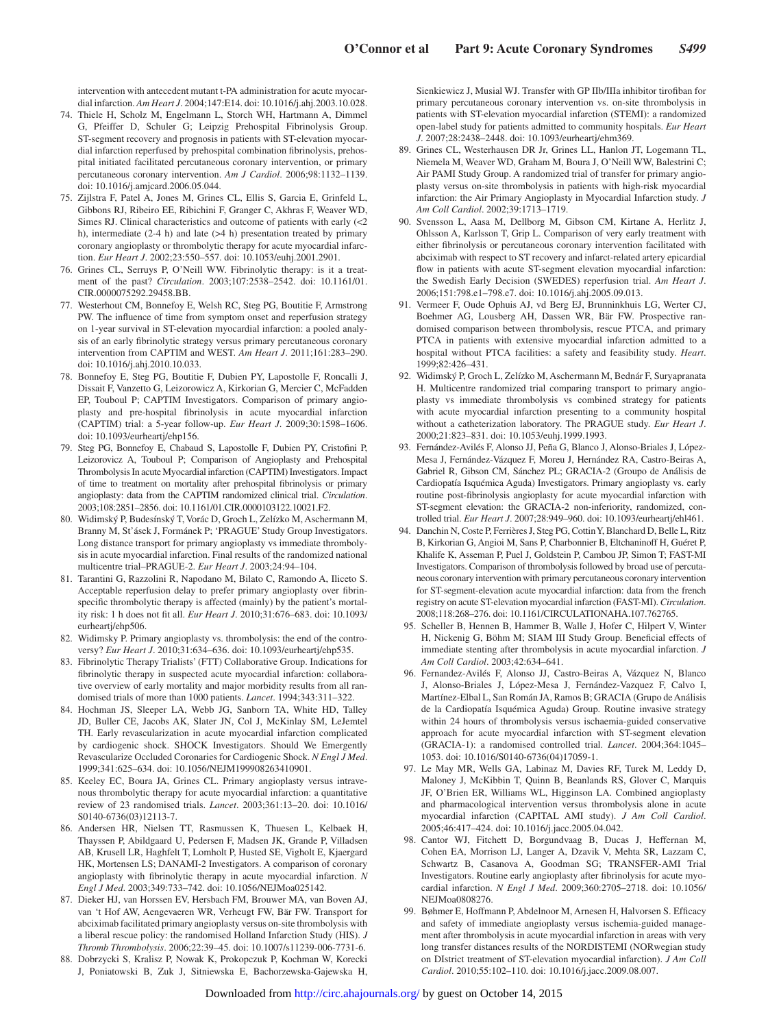intervention with antecedent mutant t-PA administration for acute myocardial infarction. *Am Heart J*. 2004;147:E14. doi: 10.1016/j.ahj.2003.10.028.

74. Thiele H, Scholz M, Engelmann L, Storch WH, Hartmann A, Dimmel G, Pfeiffer D, Schuler G; Leipzig Prehospital Fibrinolysis Group. ST-segment recovery and prognosis in patients with ST-elevation myocardial infarction reperfused by prehospital combination fibrinolysis, prehospital initiated facilitated percutaneous coronary intervention, or primary percutaneous coronary intervention. *Am J Cardiol*. 2006;98:1132–1139. doi: 10.1016/j.amjcard.2006.05.044.
75. Zijlstra F, Patel A, Jones M, Grines CL, Ellis S, Garcia E, Grinfeld L, Gibbons RJ, Ribeiro EE, Ribichini F, Granger C, Akhras F, Weaver WD, Simes RJ. Clinical characteristics and outcome of patients with early (<2 h), intermediate (2-4 h) and late (>4 h) presentation treated by primary coronary angioplasty or thrombolytic therapy for acute myocardial infarction. *Eur Heart J*. 2002;23:550–557. doi: 10.1053/euhj.2001.2901.
76. Grines CL, Serruys P, O'Neill WW. Fibrinolytic therapy: is it a treatment of the past? *Circulation*. 2003;107:2538–2542. doi: 10.1161/01.CIR.0000075292.29458.BB.
77. Westerhout CM, Bonnefoy E, Welsh RC, Steg PG, Boutitie F, Armstrong PW. The influence of time from symptom onset and reperfusion strategy on 1-year survival in ST-elevation myocardial infarction: a pooled analysis of an early fibrinolytic strategy versus primary percutaneous coronary intervention from CAPTIM and WEST. *Am Heart J*. 2011;161:283–290. doi: 10.1016/j.ahj.2010.10.033.
78. Bonnefoy E, Steg PG, Boutitie F, Dubien PY, Lapostolle F, Roncalli J, Dissait F, Vanzetto G, Leizorowicz A, Kirkorian G, Mercier C, McFadden EP, Touboul P; CAPTIM Investigators. Comparison of primary angioplasty and pre-hospital fibrinolysis in acute myocardial infarction (CAPTIM) trial: a 5-year follow-up. *Eur Heart J*. 2009;30:1598–1606. doi: 10.1093/eurheartj/ehp156.
79. Steg PG, Bonnefoy E, Chabaud S, Lapostolle F, Dubien PY, Cristofini P, Leizorovicz A, Touboul P; Comparison of Angioplasty and Prehospital Thrombolysis In acute Myocardial infarction (CAPTIM) Investigators. Impact of time to treatment on mortality after prehospital fibrinolysis or primary angioplasty: data from the CAPTIM randomized clinical trial. *Circulation*. 2003;108:2851–2856. doi: 10.1161/01.CIR.0000103122.10021.F2.
80. Widimský P, Budesínský T, Vorác D, Groch L, Zelízko M, Aschermann M, Branny M, St'ásek J, Formánek P; 'PRAGUE' Study Group Investigators. Long distance transport for primary angioplasty vs immediate thrombolysis in acute myocardial infarction. Final results of the randomized national multicentre trial–PRAGUE-2. *Eur Heart J*. 2003;24:94–104.
81. Tarantini G, Razzolini R, Napodano M, Bilato C, Ramondo A, Iliceto S. Acceptable reperfusion delay to prefer primary angioplasty over fibrin-specific thrombolytic therapy is affected (mainly) by the patient's mortality risk: 1 h does not fit all. *Eur Heart J*. 2010;31:676–683. doi: 10.1093/eurheartj/ehp506.
82. Widimsky P. Primary angioplasty vs. thrombolysis: the end of the controversy? *Eur Heart J*. 2010;31:634–636. doi: 10.1093/eurheartj/ehp535.
83. Fibrinolytic Therapy Trialists' (FTT) Collaborative Group. Indications for fibrinolytic therapy in suspected acute myocardial infarction: collaborative overview of early mortality and major morbidity results from all randomised trials of more than 1000 patients. *Lancet*. 1994;343:311–322.
84. Hochman JS, Sleeper LA, Webb JG, Sanborn TA, White HD, Talley JD, Buller CE, Jacobs AK, Slater JN, Col J, McKinlay SM, LeJemtel TH. Early revascularization in acute myocardial infarction complicated by cardiogenic shock. SHOCK Investigators. Should We Emergently Revascularize Occluded Coronaries for Cardiogenic Shock. *N Engl J Med*. 1999;341:625–634. doi: 10.1056/NEJM199908263410901.
85. Keeley EC, Boura JA, Grines CL. Primary angioplasty versus intravenous thrombolytic therapy for acute myocardial infarction: a quantitative review of 23 randomised trials. *Lancet*. 2003;361:13–20. doi: 10.1016/S0140-6736(03)12113-7.
86. Andersen HR, Nielsen TT, Rasmussen K, Thuesen L, Kelbaek H, Thayssen P, Abildgaard U, Pedersen F, Madsen JK, Grande P, Villadsen AB, Krusell LR, Haghfelt T, Lomholt P, Husted SE, Vigholt E, Kjaergard HK, Mortensen LS; DANAMI-2 Investigators. A comparison of coronary angioplasty with fibrinolytic therapy in acute myocardial infarction. *N Engl J Med*. 2003;349:733–742. doi: 10.1056/NEJMoa025142.
87. Dieker HJ, van Horssen EV, Hersbach FM, Brouwer MA, van Boven AJ, van 't Hof AW, Aengevaeren WR, Verheugt FW, Bär FW. Transport for abciximab facilitated primary angioplasty versus on-site thrombolysis with a liberal rescue policy: the randomised Holland Infarction Study (HIS). *J Thromb Thrombolysis*. 2006;22:39–45. doi: 10.1007/s11239-006-7731-6.
88. Dobrzycki S, Kralisz P, Nowak K, Prokopczuk P, Kochman W, Korecki J, Poniatowski B, Zuk J, Sitniewska E, Bachorzewska-Gajewska H, Sienkiewicz J, Musial WJ. Transfer with GP IIb/IIIa inhibitor tirofiban for primary percutaneous coronary intervention vs. on-site thrombolysis in patients with ST-elevation myocardial infarction (STEMI): a randomized open-label study for patients admitted to community hospitals. *Eur Heart J*. 2007;28:2438–2448. doi: 10.1093/eurheartj/ehm369.
89. Grines CL, Westerhausen DR Jr, Grines LL, Hanlon JT, Logemann TL, Niemela M, Weaver WD, Graham M, Boura J, O'Neill WW, Balestrini C; Air PAMI Study Group. A randomized trial of transfer for primary angioplasty versus on-site thrombolysis in patients with high-risk myocardial infarction: the Air Primary Angioplasty in Myocardial Infarction study. *J Am Coll Cardiol*. 2002;39:1713–1719.
90. Svensson L, Aasa M, Dellborg M, Gibson CM, Kirtane A, Herlitz J, Ohlsson A, Karlsson T, Grip L. Comparison of very early treatment with either fibrinolysis or percutaneous coronary intervention facilitated with abciximab with respect to ST recovery and infarct-related artery epicardial flow in patients with acute ST-segment elevation myocardial infarction: the Swedish Early Decision (SWEDES) reperfusion trial. *Am Heart J*. 2006;151:798.e1–798.e7. doi: 10.1016/j.ahj.2005.09.013.
91. Vermeer F, Oude Ophuis AJ, vd Berg EJ, Brunninkhuis LG, Werter CJ, Boehmer AG, Lousberg AH, Dassen WR, Bär FW. Prospective randomised comparison between thrombolysis, rescue PTCA, and primary PTCA in patients with extensive myocardial infarction admitted to a hospital without PTCA facilities: a safety and feasibility study. *Heart*. 1999;82:426–431.
92. Widimský P, Groch L, Zelízko M, Aschermann M, Bednár F, Suryapranata H. Multicentre randomized trial comparing transport to primary angioplasty vs immediate thrombolysis vs combined strategy for patients with acute myocardial infarction presenting to a community hospital without a catheterization laboratory. The PRAGUE study. *Eur Heart J*. 2000;21:823–831. doi: 10.1053/euhj.1999.1993.
93. Fernández-Avilés F, Alonso JJ, Peña G, Blanco J, Alonso-Briales J, López-Mesa J, Fernández-Vázquez F, Moreu J, Hernández RA, Castro-Beiras A, Gabriel R, Gibson CM, Sánchez PL; GRACIA-2 (Groupo de Análisis de Cardiopatía Isquémica Aguda) Investigators. Primary angioplasty vs. early routine post-fibrinolysis angioplasty for acute myocardial infarction with ST-segment elevation: the GRACIA-2 non-inferiority, randomized, controlled trial. *Eur Heart J*. 2007;28:949–960. doi: 10.1093/eurheartj/ehl461.
94. Danchin N, Coste P, Ferrières J, Steg PG, Cottin Y, Blanchard D, Belle L, Ritz B, Kirkorian G, Angioi M, Sans P, Charbonnier B, Eltchaninoff H, Guéret P, Khalife K, Asseman P, Puel J, Goldstein P, Cambou JP, Simon T; FAST-MI Investigators. Comparison of thrombolysis followed by broad use of percutaneous coronary intervention with primary percutaneous coronary intervention for ST-segment-elevation acute myocardial infarction: data from the french registry on acute ST-elevation myocardial infarction (FAST-MI). *Circulation*. 2008;118:268–276. doi: 10.1161/CIRCULATIONAHA.107.762765.
95. Scheller B, Hennen B, Hammer B, Walle J, Hofer C, Hilpert V, Winter H, Nickenig G, Böhm M; SIAM III Study Group. Beneficial effects of immediate stenting after thrombolysis in acute myocardial infarction. *J Am Coll Cardiol*. 2003;42:634–641.
96. Fernandez-Avilés F, Alonso JJ, Castro-Beiras A, Vázquez N, Blanco J, Alonso-Briales J, López-Mesa J, Fernández-Vazquez F, Calvo I, Martínez-Elbal L, San Román JA, Ramos B; GRACIA (Grupo de Análisis de la Cardiopatía Isquémica Aguda) Group. Routine invasive strategy within 24 hours of thrombolysis versus ischaemia-guided conservative approach for acute myocardial infarction with ST-segment elevation (GRACIA-1): a randomised controlled trial. *Lancet*. 2004;364:1045–1053. doi: 10.1016/S0140-6736(04)17059-1.
97. Le May MR, Wells GA, Labinaz M, Davies RF, Turek M, Leddy D, Maloney J, McKibbin T, Quinn B, Beanlands RS, Glover C, Marquis JF, O'Brien ER, Williams WL, Higginson LA. Combined angioplasty and pharmacological intervention versus thrombolysis alone in acute myocardial infarction (CAPITAL AMI study). *J Am Coll Cardiol*. 2005;46:417–424. doi: 10.1016/j.jacc.2005.04.042.
98. Cantor WJ, Fitchett D, Borgundvaag B, Ducas J, Heffernan M, Cohen EA, Morrison LJ, Langer A, Dzavik V, Mehta SR, Lazzam C, Schwartz B, Casanova A, Goodman SG; TRANSFER-AMI Trial Investigators. Routine early angioplasty after fibrinolysis for acute myocardial infarction. *N Engl J Med*. 2009;360:2705–2718. doi: 10.1056/NEJMoa0808276.
99. Bøhmer E, Hoffmann P, Abdelnoor M, Arnesen H, Halvorsen S. Efficacy and safety of immediate angioplasty versus ischemia-guided management after thrombolysis in acute myocardial infarction in areas with very long transfer distances results of the NORDISTEMI (NORwegian study on DIstrict treatment of ST-elevation myocardial infarction). *J Am Coll Cardiol*. 2010;55:102–110. doi: 10.1016/j.jacc.2009.08.007.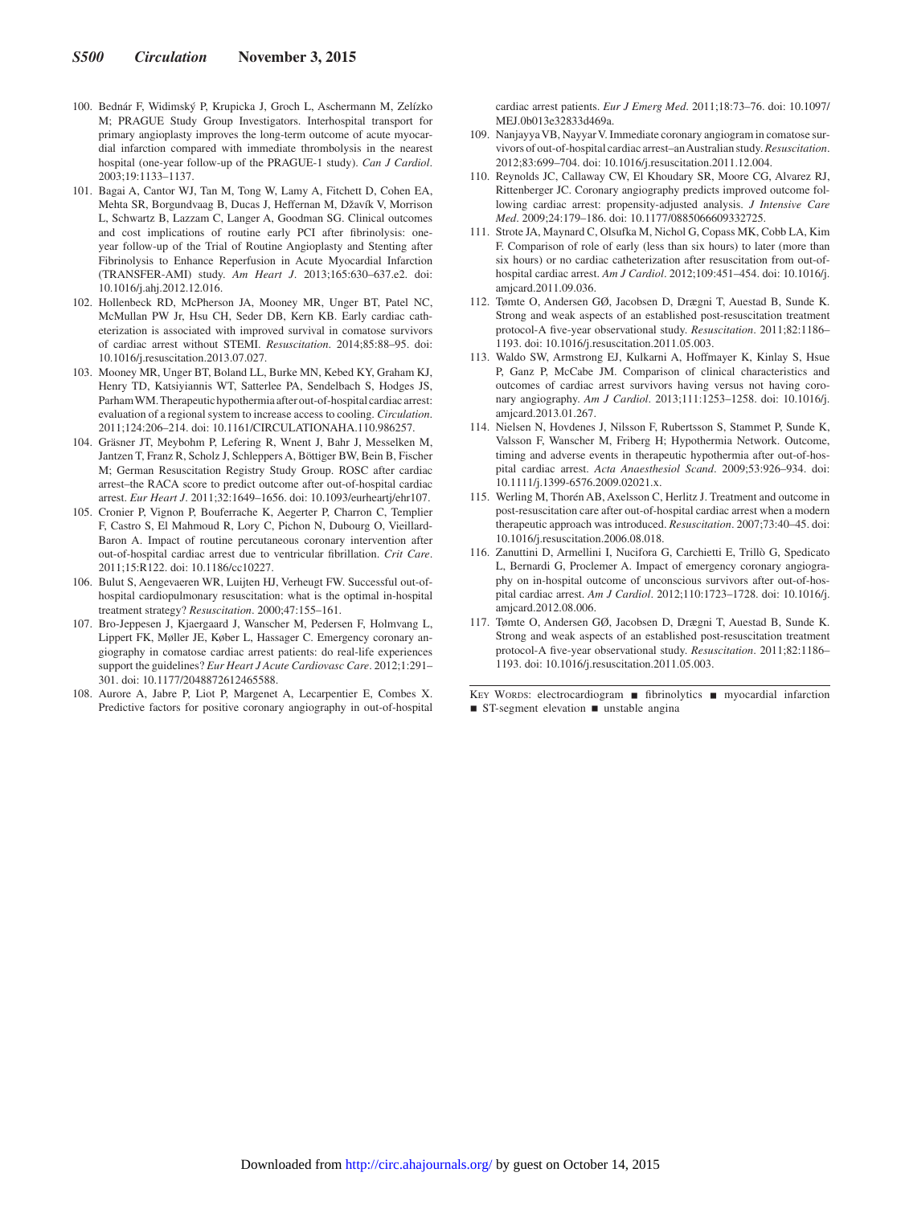100. Bednár F, Widimský P, Krupicka J, Groch L, Aschermann M, Zelízko M; PRAGUE Study Group Investigators. Interhospital transport for primary angioplasty improves the long-term outcome of acute myocardial infarction compared with immediate thrombolysis in the nearest hospital (one-year follow-up of the PRAGUE-1 study). *Can J Cardiol*. 2003;19:1133–1137.
101. Bagai A, Cantor WJ, Tan M, Tong W, Lamy A, Fitchett D, Cohen EA, Mehta SR, Borgundvaag B, Ducas J, Heffernan M, Džavík V, Morrison L, Schwartz B, Lazzam C, Langer A, Goodman SG. Clinical outcomes and cost implications of routine early PCI after fibrinolysis: one-year follow-up of the Trial of Routine Angioplasty and Stenting after Fibrinolysis to Enhance Reperfusion in Acute Myocardial Infarction (TRANSFER-AMI) study. *Am Heart J*. 2013;165:630–637.e2. doi: 10.1016/j.ahj.2012.12.016.
102. Hollenbeck RD, McPherson JA, Mooney MR, Unger BT, Patel NC, McMullan PW Jr, Hsu CH, Seder DB, Kern KB. Early cardiac catheterization is associated with improved survival in comatose survivors of cardiac arrest without STEMI. *Resuscitation*. 2014;85:88–95. doi: 10.1016/j.resuscitation.2013.07.027.
103. Mooney MR, Unger BT, Boland LL, Burke MN, Kebed KY, Graham KJ, Henry TD, Katsiyiannis WT, Satterlee PA, Sendelbach S, Hodges JS, Parham WM. Therapeutic hypothermia after out-of-hospital cardiac arrest: evaluation of a regional system to increase access to cooling. *Circulation*. 2011;124:206–214. doi: 10.1161/CIRCULATIONAHA.110.986257.
104. Gräsner JT, Meybohm P, Lefering R, Wnent J, Bahr J, Messelken M, Jantzen T, Franz R, Scholz J, Schleppers A, Böttiger BW, Bein B, Fischer M; German Resuscitation Registry Study Group. ROSC after cardiac arrest–the RACA score to predict outcome after out-of-hospital cardiac arrest. *Eur Heart J*. 2011;32:1649–1656. doi: 10.1093/eurheartj/ehr107.
105. Cronier P, Vignon P, Bouferrache K, Aegerter P, Charron C, Templier F, Castro S, El Mahmoud R, Lory C, Pichon N, Dubourg O, Vieillard-Baron A. Impact of routine percutaneous coronary intervention after out-of-hospital cardiac arrest due to ventricular fibrillation. *Crit Care*. 2011;15:R122. doi: 10.1186/cc10227.
106. Bulut S, Aengevaeren WR, Luijten HJ, Verheugt FW. Successful out-of-hospital cardiopulmonary resuscitation: what is the optimal in-hospital treatment strategy? *Resuscitation*. 2000;47:155–161.
107. Bro-Jeppesen J, Kjaergaard J, Wanscher M, Pedersen F, Holmvang L, Lippert FK, Møller JE, Køber L, Hassager C. Emergency coronary angiography in comatose cardiac arrest patients: do real-life experiences support the guidelines? *Eur Heart J Acute Cardiovasc Care*. 2012;1:291–301. doi: 10.1177/2048872612465588.
108. Aurore A, Jabre P, Liot P, Margenet A, Lecarpentier E, Combes X. Predictive factors for positive coronary angiography in out-of-hospital cardiac arrest patients. *Eur J Emerg Med*. 2011;18:73–76. doi: 10.1097/MEJ.0b013e32833d469a.
109. Nanjayya VB, Nayyar V. Immediate coronary angiogram in comatose survivors of out-of-hospital cardiac arrest–an Australian study. *Resuscitation*. 2012;83:699–704. doi: 10.1016/j.resuscitation.2011.12.004.
110. Reynolds JC, Callaway CW, El Khoudary SR, Moore CG, Alvarez RJ, Rittenberger JC. Coronary angiography predicts improved outcome following cardiac arrest: propensity-adjusted analysis. *J Intensive Care Med*. 2009;24:179–186. doi: 10.1177/0885066609332725.
111. Strote JA, Maynard C, Olsufka M, Nichol G, Copass MK, Cobb LA, Kim F. Comparison of role of early (less than six hours) to later (more than six hours) or no cardiac catheterization after resuscitation from out-of-hospital cardiac arrest. *Am J Cardiol*. 2012;109:451–454. doi: 10.1016/j.amjcard.2011.09.036.
112. Tømte O, Andersen GØ, Jacobsen D, Drægni T, Auestad B, Sunde K. Strong and weak aspects of an established post-resuscitation treatment protocol-A five-year observational study. *Resuscitation*. 2011;82:1186–1193. doi: 10.1016/j.resuscitation.2011.05.003.
113. Waldo SW, Armstrong EJ, Kulkarni A, Hoffmayer K, Kinlay S, Hsue P, Ganz P, McCabe JM. Comparison of clinical characteristics and outcomes of cardiac arrest survivors having versus not having coronary angiography. *Am J Cardiol*. 2013;111:1253–1258. doi: 10.1016/j.amjcard.2013.01.267.
114. Nielsen N, Hovdenes J, Nilsson F, Rubertsson S, Stammet P, Sunde K, Valsson F, Wanscher M, Friberg H; Hypothermia Network. Outcome, timing and adverse events in therapeutic hypothermia after out-of-hospital cardiac arrest. *Acta Anaesthesiol Scand*. 2009;53:926–934. doi: 10.1111/j.1399-6576.2009.02021.x.
115. Werling M, Thorén AB, Axelsson C, Herlitz J. Treatment and outcome in post-resuscitation care after out-of-hospital cardiac arrest when a modern therapeutic approach was introduced. *Resuscitation*. 2007;73:40–45. doi: 10.1016/j.resuscitation.2006.08.018.
116. Zanuttini D, Armellini I, Nucifora G, Carchietti E, Trillò G, Spedicato L, Bernardi G, Proclemer A. Impact of emergency coronary angiography on in-hospital outcome of unconscious survivors after out-of-hospital cardiac arrest. *Am J Cardiol*. 2012;110:1723–1728. doi: 10.1016/j.amjcard.2012.08.006.
117. Tømte O, Andersen GØ, Jacobsen D, Drægni T, Auestad B, Sunde K. Strong and weak aspects of an established post-resuscitation treatment protocol-A five-year observational study. *Resuscitation*. 2011;82:1186–1193. doi: 10.1016/j.resuscitation.2011.05.003.

Key Words: electrocardiogram ■ fibrinolytics ■ myocardial infarction ■ ST-segment elevation ■ unstable angina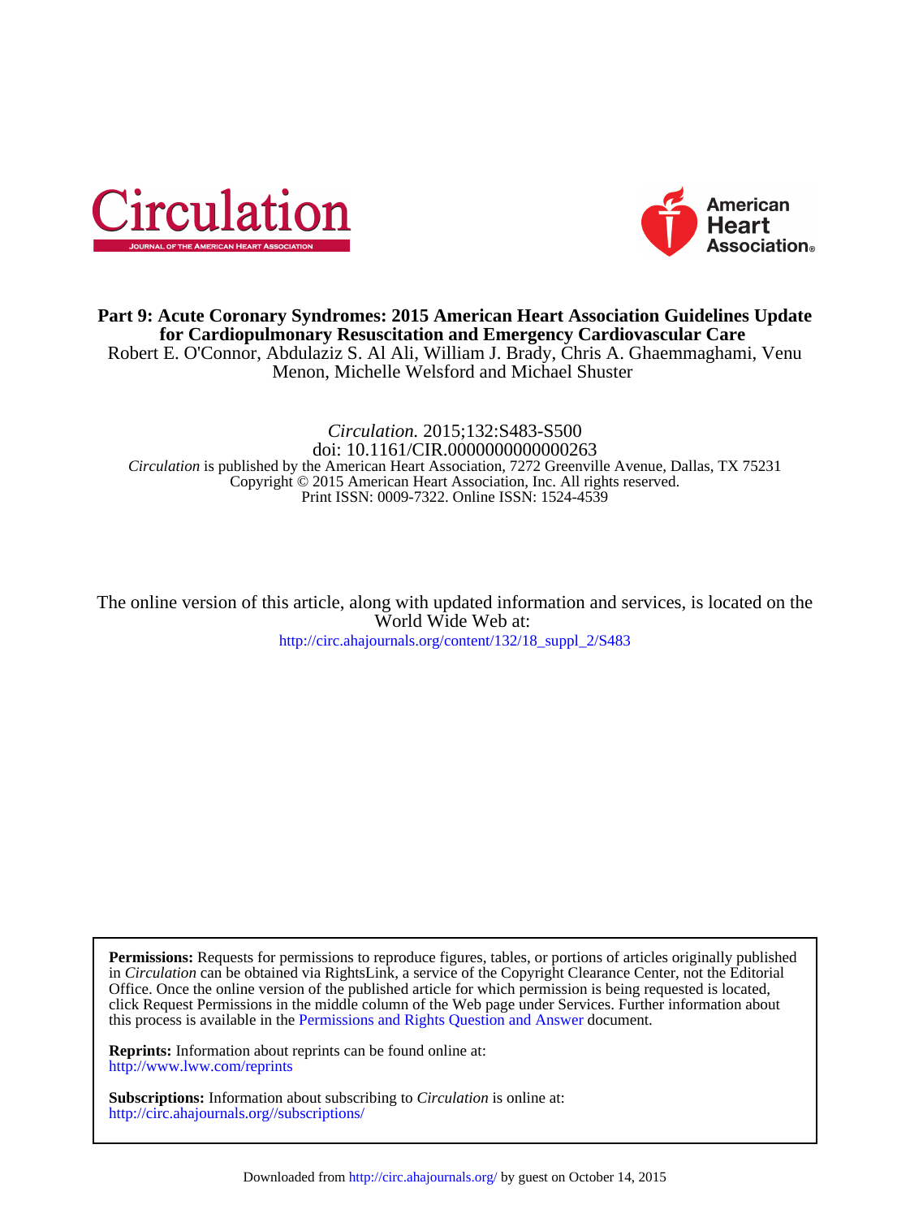**Part 9: Acute Coronary Syndromes: 2015 American Heart Association Guidelines Update for Cardiopulmonary Resuscitation and Emergency Cardiovascular Care**

Robert E. O'Connor, Abdulaziz S. Al Ali, William J. Brady, Chris A. Ghaemmaghami, Venu Menon, Michelle Welsford and Michael Shuster

*Circulation.* 2015;132:S483-S500

doi: 10.1161/CIR.0000000000000263

*Circulation* is published by the American Heart Association, 7272 Greenville Avenue, Dallas, TX 75231

Copyright © 2015 American Heart Association, Inc. All rights reserved.

Print ISSN: 0009-7322. Online ISSN: 1524-4539

The online version of this article, along with updated information and services, is located on the World Wide Web at:

http://circ.ahajournals.org/content/132/18_suppl_2/S483

**Permissions:** Requests for permissions to reproduce figures, tables, or portions of articles originally published in *Circulation* can be obtained via RightsLink, a service of the Copyright Clearance Center, not the Editorial Office. Once the online version of the published article for which permission is being requested is located, click Request Permissions in the middle column of the Web page under Services. Further information about this process is available in the Permissions and Rights Question and Answer document.

**Reprints:** Information about reprints can be found online at:
http://www.lww.com/reprints

**Subscriptions:** Information about subscribing to *Circulation* is online at:
http://circ.ahajournals.org//subscriptions/